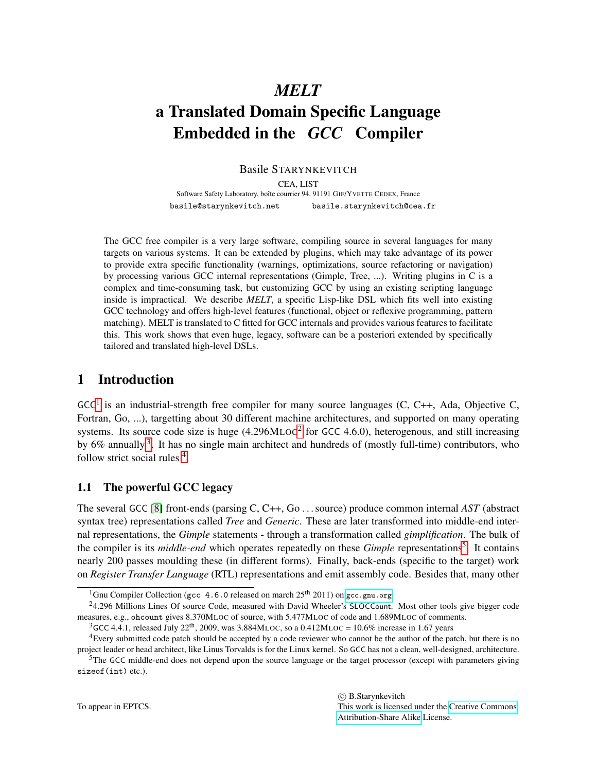# *MELT*
# a Translated Domain Specific Language Embedded in the *GCC* Compiler

Basile STARYNKEVITCH

CEA, LIST

Software Safety Laboratory, boîte courrier 94, 91191 GIF/YVETTE CEDEX, France

basile@starynkevitch.net    basile.starynkevitch@cea.fr

The GCC free compiler is a very large software, compiling source in several languages for many targets on various systems. It can be extended by plugins, which may take advantage of its power to provide extra specific functionality (warnings, optimizations, source refactoring or navigation) by processing various GCC internal representations (Gimple, Tree, ...). Writing plugins in C is a complex and time-consuming task, but customizing GCC by using an existing scripting language inside is impractical. We describe *MELT*, a specific Lisp-like DSL which fits well into existing GCC technology and offers high-level features (functional, object or reflexive programming, pattern matching). MELT is translated to C fitted for GCC internals and provides various features to facilitate this. This work shows that even huge, legacy, software can be a posteriori extended by specifically tailored and translated high-level DSLs.

## 1 Introduction

GCC[1] is an industrial-strength free compiler for many source languages (C, C++, Ada, Objective C, Fortran, Go, ...), targetting about 30 different machine architectures, and supported on many operating systems. Its source code size is huge (4.296MLOC[2] for GCC 4.6.0), heterogenous, and still increasing by 6% annually[3]. It has no single main architect and hundreds of (mostly full-time) contributors, who follow strict social rules[4].

### 1.1 The powerful GCC legacy

The several GCC [8] front-ends (parsing C, C++, Go ... source) produce common internal *AST* (abstract syntax tree) representations called *Tree* and *Generic*. These are later transformed into middle-end internal representations, the *Gimple* statements - through a transformation called *gimplification*. The bulk of the compiler is its *middle-end* which operates repeatedly on these *Gimple* representations[5]. It contains nearly 200 passes moulding these (in different forms). Finally, back-ends (specific to the target) work on *Register Transfer Language* (RTL) representations and emit assembly code. Besides that, many other

[1] Gnu Compiler Collection (gcc 4.6.0 released on march 25th 2011) on gcc.gnu.org

[2] 4.296 Millions Lines Of source Code, measured with David Wheeler's SLOCCount. Most other tools give bigger code measures, e.g., ohcount gives 8.370MLOC of source, with 5.477MLOC of code and 1.689MLOC of comments.

[3] GCC 4.4.1, released July 22th, 2009, was 3.884MLOC, so a 0.412MLOC = 10.6% increase in 1.67 years

[4] Every submitted code patch should be accepted by a code reviewer who cannot be the author of the patch, but there is no project leader or head architect, like Linus Torvalds is for the Linux kernel. So GCC has not a clean, well-designed, architecture.

[5] The GCC middle-end does not depend upon the source language or the target processor (except with parameters giving sizeof(int) etc.).

To appear in EPTCS.

© B.Starynkevitch
This work is licensed under the Creative Commons Attribution-Share Alike License.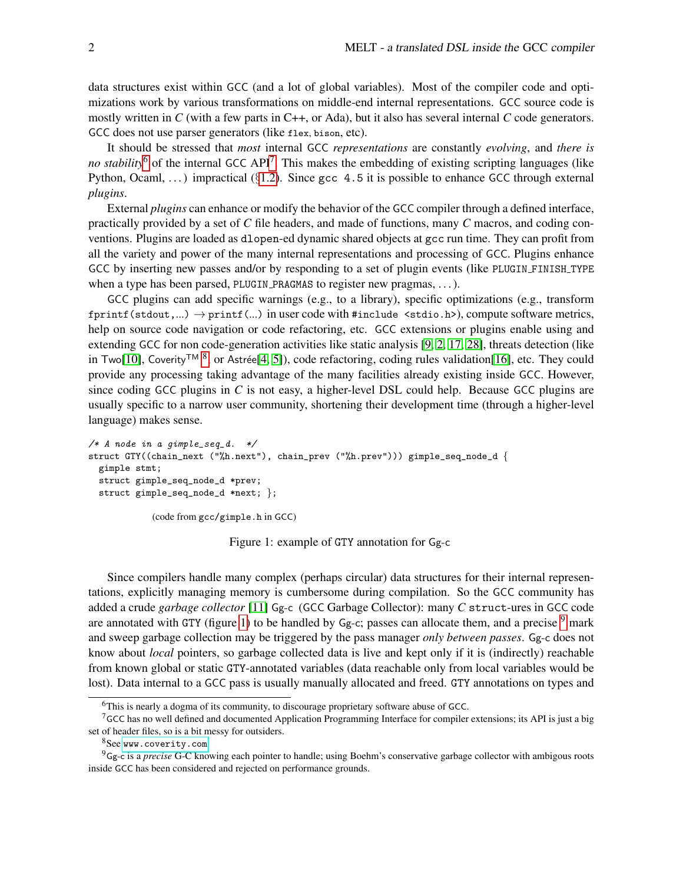data structures exist within GCC (and a lot of global variables). Most of the compiler code and optimizations work by various transformations on middle-end internal representations. GCC source code is mostly written in *C* (with a few parts in C++, or Ada), but it also has several internal *C* code generators. GCC does not use parser generators (like `flex`, `bison`, etc).

It should be stressed that *most* internal GCC *representations* are constantly *evolving*, and *there is no stability*[6] of the internal GCC API[7]. This makes the embedding of existing scripting languages (like Python, Ocaml, ...) impractical (§1.2). Since `gcc 4.5` it is possible to enhance GCC through external *plugins*.

External *plugins* can enhance or modify the behavior of the GCC compiler through a defined interface, practically provided by a set of *C* file headers, and made of functions, many *C* macros, and coding conventions. Plugins are loaded as `dlopen`-ed dynamic shared objects at `gcc` run time. They can profit from all the variety and power of the many internal representations and processing of GCC. Plugins enhance GCC by inserting new passes and/or by responding to a set of plugin events (like `PLUGIN_FINISH_TYPE` when a type has been parsed, `PLUGIN_PRAGMAS` to register new pragmas, ...).

GCC plugins can add specific warnings (e.g., to a library), specific optimizations (e.g., transform `fprintf(stdout,...)` → `printf(...)` in user code with `#include <stdio.h>`), compute software metrics, help on source code navigation or code refactoring, etc. GCC extensions or plugins enable using and extending GCC for non code-generation activities like static analysis [9, 2, 17, 28], threats detection (like in Two[10], Coverity™ [8], or Astrée[4, 5]), code refactoring, coding rules validation[16], etc. They could provide any processing taking advantage of the many facilities already existing inside GCC. However, since coding GCC plugins in *C* is not easy, a higher-level DSL could help. Because GCC plugins are usually specific to a narrow user community, shortening their development time (through a higher-level language) makes sense.

```
/* A node in a gimple_seq_d.  */
struct GTY((chain_next ("%h.next"), chain_prev ("%h.prev"))) gimple_seq_node_d {
  gimple stmt;
  struct gimple_seq_node_d *prev;
  struct gimple_seq_node_d *next; };
```

(code from `gcc/gimple.h` in GCC)

Figure 1: example of GTY annotation for Gg-c

Since compilers handle many complex (perhaps circular) data structures for their internal representations, explicitly managing memory is cumbersome during compilation. So the GCC community has added a crude *garbage collector* [11] Gg-c (GCC Garbage Collector): many *C* `struct`-ures in GCC code are annotated with GTY (figure 1) to be handled by Gg-c; passes can allocate them, and a precise [9] mark and sweep garbage collection may be triggered by the pass manager *only between passes*. Gg-c does not know about *local* pointers, so garbage collected data is live and kept only if it is (indirectly) reachable from known global or static GTY-annotated variables (data reachable only from local variables would be lost). Data internal to a GCC pass is usually manually allocated and freed. GTY annotations on types and

---

[6] This is nearly a dogma of its community, to discourage proprietary software abuse of GCC.

[7] GCC has no well defined and documented Application Programming Interface for compiler extensions; its API is just a big set of header files, so is a bit messy for outsiders.

[8] See `www.coverity.com`

[9] Gg-c is a *precise* G-C knowing each pointer to handle; using Boehm's conservative garbage collector with ambigous roots inside GCC has been considered and rejected on performance grounds.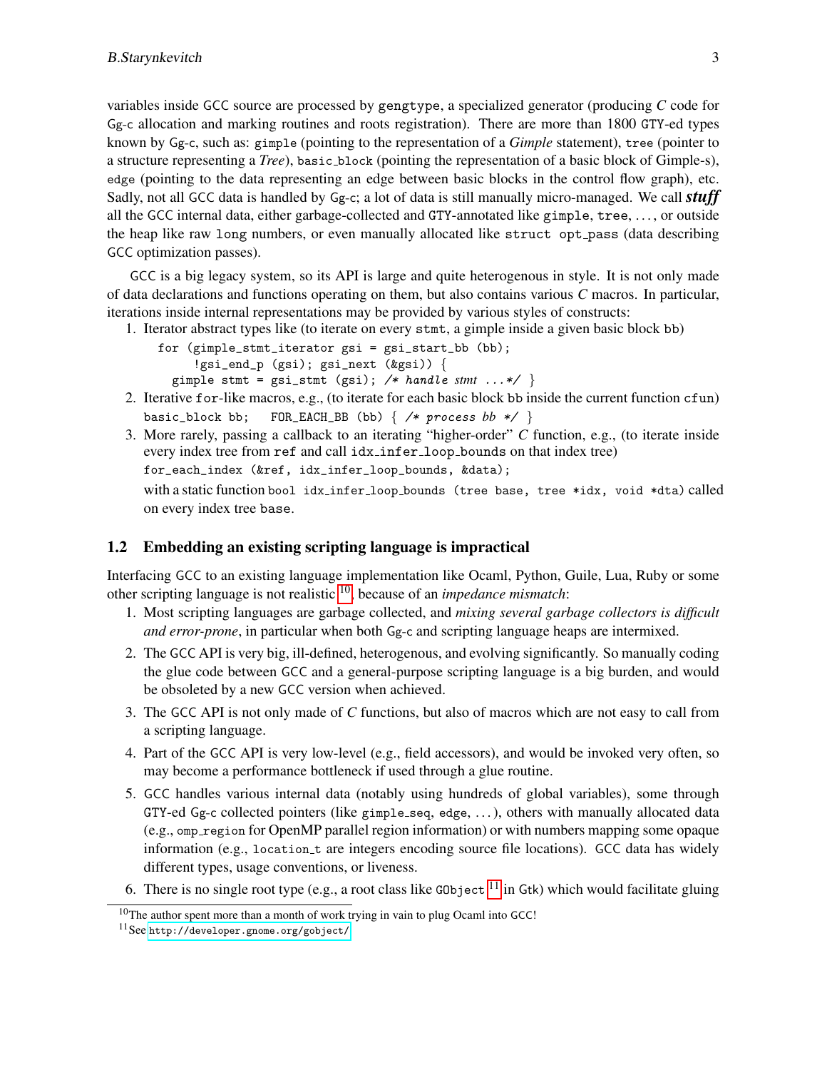variables inside GCC source are processed by gengtype, a specialized generator (producing *C* code for Gg-c allocation and marking routines and roots registration). There are more than 1800 GTY-ed types known by Gg-c, such as: gimple (pointing to the representation of a *Gimple* statement), tree (pointer to a structure representing a *Tree*), basic_block (pointing the representation of a basic block of Gimple-s), edge (pointing to the data representing an edge between basic blocks in the control flow graph), etc. Sadly, not all GCC data is handled by Gg-c; a lot of data is still manually micro-managed. We call ***stuff*** all the GCC internal data, either garbage-collected and GTY-annotated like gimple, tree, ..., or outside the heap like raw long numbers, or even manually allocated like struct opt_pass (data describing GCC optimization passes).

GCC is a big legacy system, so its API is large and quite heterogenous in style. It is not only made of data declarations and functions operating on them, but also contains various *C* macros. In particular, iterations inside internal representations may be provided by various styles of constructs:

1. Iterator abstract types like (to iterate on every stmt, a gimple inside a given basic block bb)
```
for (gimple_stmt_iterator gsi = gsi_start_bb (bb);
     !gsi_end_p (gsi); gsi_next (&gsi)) {
  gimple stmt = gsi_stmt (gsi); /* handle stmt ...*/ }
```
2. Iterative for-like macros, e.g., (to iterate for each basic block bb inside the current function cfun)
```
basic_block bb;   FOR_EACH_BB (bb) { /* process bb */ }
```
3. More rarely, passing a callback to an iterating "higher-order" *C* function, e.g., (to iterate inside every index tree from ref and call idx_infer_loop_bounds on that index tree)
```
for_each_index (&ref, idx_infer_loop_bounds, &data);
```
with a static function bool idx_infer_loop_bounds (tree base, tree *idx, void *dta) called on every index tree base.

## 1.2 Embedding an existing scripting language is impractical

Interfacing GCC to an existing language implementation like Ocaml, Python, Guile, Lua, Ruby or some other scripting language is not realistic [10], because of an *impedance mismatch*:

1. Most scripting languages are garbage collected, and *mixing several garbage collectors is difficult and error-prone*, in particular when both Gg-c and scripting language heaps are intermixed.
2. The GCC API is very big, ill-defined, heterogenous, and evolving significantly. So manually coding the glue code between GCC and a general-purpose scripting language is a big burden, and would be obsoleted by a new GCC version when achieved.
3. The GCC API is not only made of *C* functions, but also of macros which are not easy to call from a scripting language.
4. Part of the GCC API is very low-level (e.g., field accessors), and would be invoked very often, so may become a performance bottleneck if used through a glue routine.
5. GCC handles various internal data (notably using hundreds of global variables), some through GTY-ed Gg-c collected pointers (like gimple_seq, edge, ...), others with manually allocated data (e.g., omp_region for OpenMP parallel region information) or with numbers mapping some opaque information (e.g., location_t are integers encoding source file locations). GCC data has widely different types, usage conventions, or liveness.
6. There is no single root type (e.g., a root class like GObject [11] in Gtk) which would facilitate gluing

[10] The author spent more than a month of work trying in vain to plug Ocaml into GCC!

[11] See http://developer.gnome.org/gobject/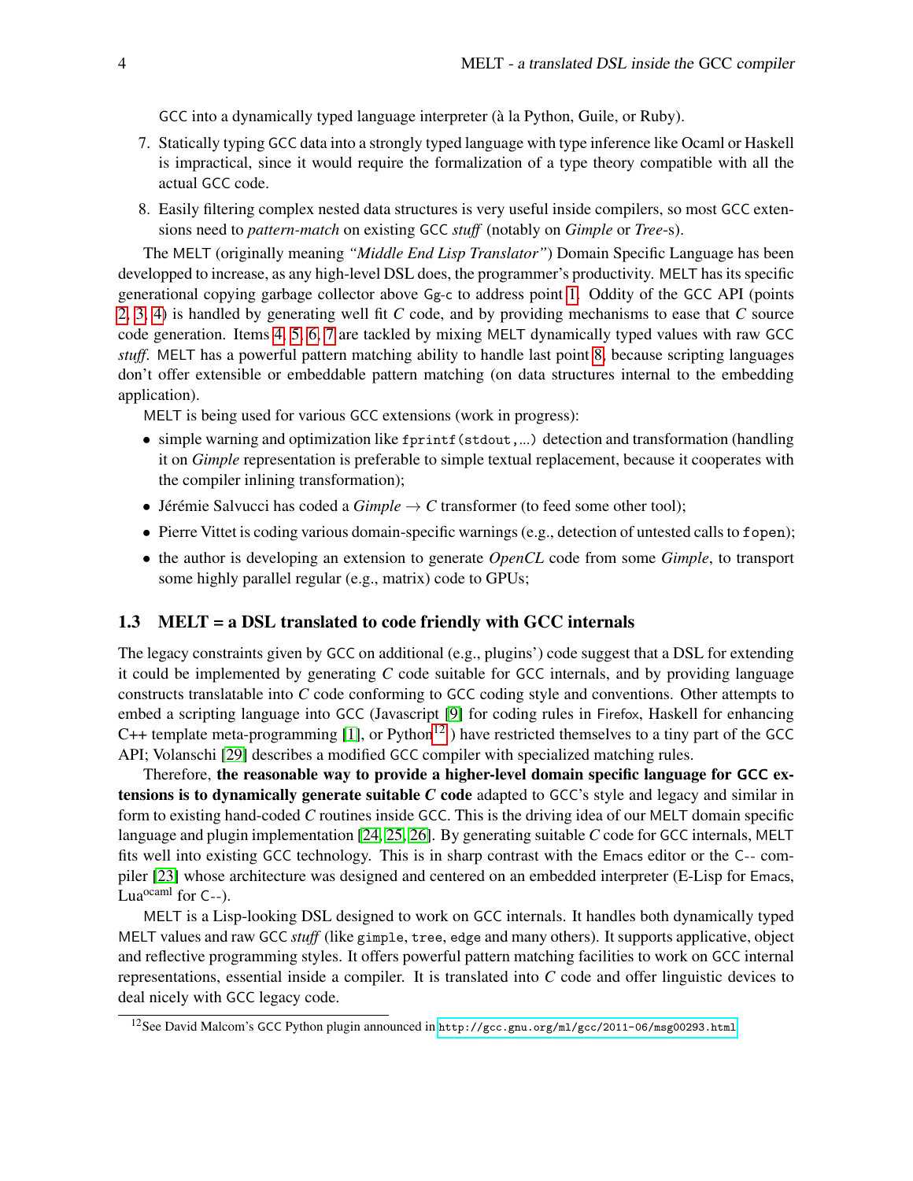GCC into a dynamically typed language interpreter (à la Python, Guile, or Ruby).

7. Statically typing GCC data into a strongly typed language with type inference like Ocaml or Haskell is impractical, since it would require the formalization of a type theory compatible with all the actual GCC code.
8. Easily filtering complex nested data structures is very useful inside compilers, so most GCC extensions need to *pattern-match* on existing GCC *stuff* (notably on *Gimple* or *Tree*-s).

The MELT (originally meaning *"Middle End Lisp Translator"*) Domain Specific Language has been developped to increase, as any high-level DSL does, the programmer's productivity. MELT has its specific generational copying garbage collector above Gg-c to address point 1. Oddity of the GCC API (points 2, 3, 4) is handled by generating well fit *C* code, and by providing mechanisms to ease that *C* source code generation. Items 4, 5, 6, 7 are tackled by mixing MELT dynamically typed values with raw GCC *stuff*. MELT has a powerful pattern matching ability to handle last point 8, because scripting languages don't offer extensible or embeddable pattern matching (on data structures internal to the embedding application).

MELT is being used for various GCC extensions (work in progress):

- simple warning and optimization like `fprintf(stdout,...)` detection and transformation (handling it on *Gimple* representation is preferable to simple textual replacement, because it cooperates with the compiler inlining transformation);
- Jérémie Salvucci has coded a *Gimple* $\rightarrow$ *C* transformer (to feed some other tool);
- Pierre Vittet is coding various domain-specific warnings (e.g., detection of untested calls to `fopen`);
- the author is developing an extension to generate *OpenCL* code from some *Gimple*, to transport some highly parallel regular (e.g., matrix) code to GPUs;

### 1.3 MELT = a DSL translated to code friendly with GCC internals

The legacy constraints given by GCC on additional (e.g., plugins') code suggest that a DSL for extending it could be implemented by generating *C* code suitable for GCC internals, and by providing language constructs translatable into *C* code conforming to GCC coding style and conventions. Other attempts to embed a scripting language into GCC (Javascript [9] for coding rules in Firefox, Haskell for enhancing C++ template meta-programming [1], or Python[12]) have restricted themselves to a tiny part of the GCC API; Volanschi [29] describes a modified GCC compiler with specialized matching rules.

Therefore, **the reasonable way to provide a higher-level domain specific language for GCC extensions is to dynamically generate suitable *C* code** adapted to GCC's style and legacy and similar in form to existing hand-coded *C* routines inside GCC. This is the driving idea of our MELT domain specific language and plugin implementation [24, 25, 26]. By generating suitable *C* code for GCC internals, MELT fits well into existing GCC technology. This is in sharp contrast with the Emacs editor or the C-- compiler [23] whose architecture was designed and centered on an embedded interpreter (E-Lisp for Emacs, Lua^ocaml for C--).

MELT is a Lisp-looking DSL designed to work on GCC internals. It handles both dynamically typed MELT values and raw GCC *stuff* (like `gimple`, `tree`, `edge` and many others). It supports applicative, object and reflective programming styles. It offers powerful pattern matching facilities to work on GCC internal representations, essential inside a compiler. It is translated into *C* code and offer linguistic devices to deal nicely with GCC legacy code.

[12] See David Malcom's GCC Python plugin announced in http://gcc.gnu.org/ml/gcc/2011-06/msg00293.html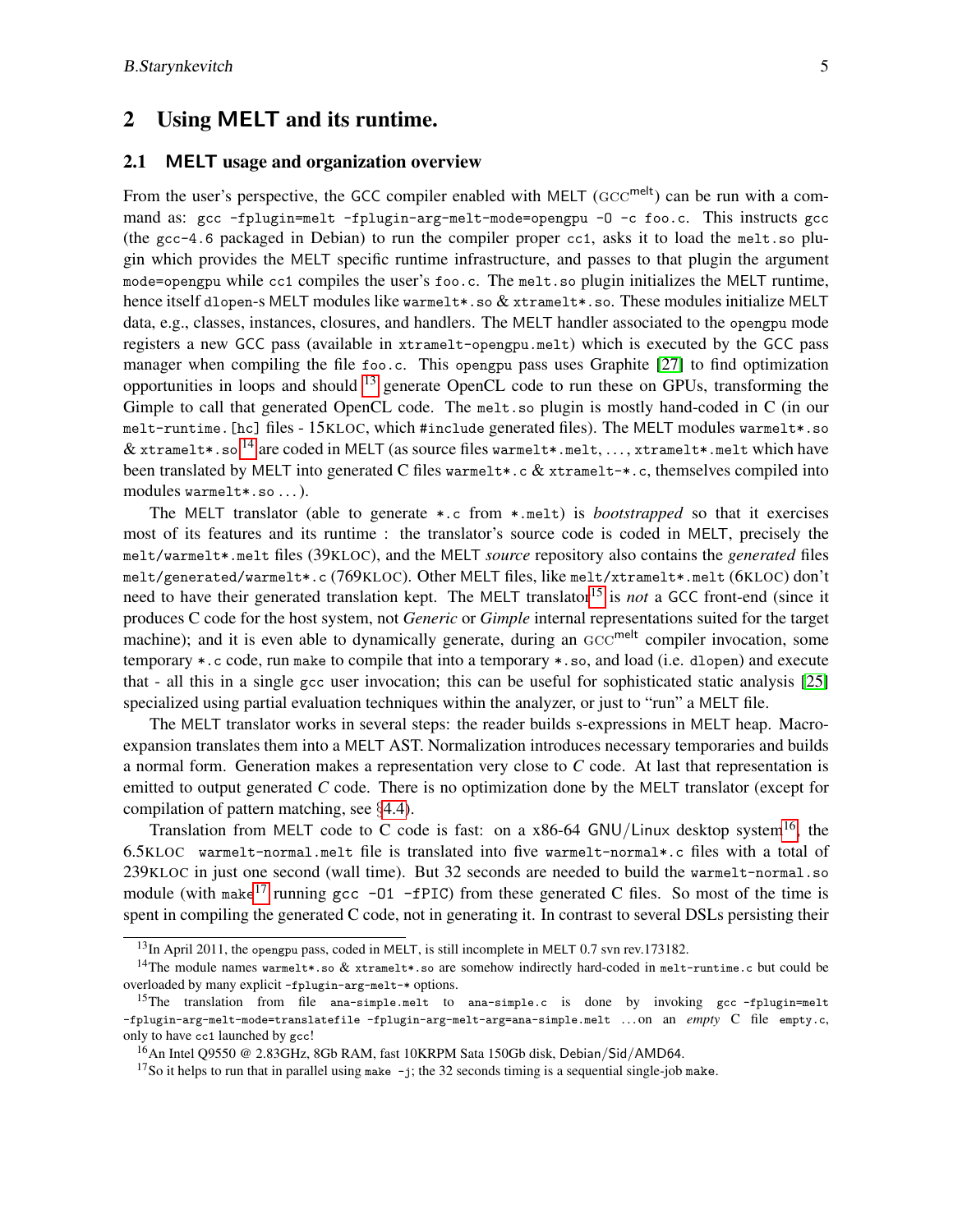## 2 Using MELT and its runtime.

### 2.1 MELT usage and organization overview

From the user's perspective, the GCC compiler enabled with MELT (GCC$^{\text{melt}}$) can be run with a command as: `gcc -fplugin=melt -fplugin-arg-melt-mode=opengpu -O -c foo.c`. This instructs `gcc` (the `gcc-4.6` packaged in Debian) to run the compiler proper `cc1`, asks it to load the `melt.so` plugin which provides the MELT specific runtime infrastructure, and passes to that plugin the argument `mode=opengpu` while `cc1` compiles the user's `foo.c`. The `melt.so` plugin initializes the MELT runtime, hence itself `dlopen`-s MELT modules like `warmelt*.so` & `xtramelt*.so`. These modules initialize MELT data, e.g., classes, instances, closures, and handlers. The MELT handler associated to the `opengpu` mode registers a new GCC pass (available in `xtramelt-opengpu.melt`) which is executed by the GCC pass manager when compiling the file `foo.c`. This `opengpu` pass uses Graphite [27] to find optimization opportunities in loops and should [13] generate OpenCL code to run these on GPUs, transforming the Gimple to call that generated OpenCL code. The `melt.so` plugin is mostly hand-coded in C (in our `melt-runtime.[hc]` files - 15KLOC, which `#include` generated files). The MELT modules `warmelt*.so` & `xtramelt*.so` [14] are coded in MELT (as source files `warmelt*.melt`, ..., `xtramelt*.melt` which have been translated by MELT into generated C files `warmelt*.c` & `xtramelt-*.c`, themselves compiled into modules `warmelt*.so` ...).

The MELT translator (able to generate `*.c` from `*.melt`) is *bootstrapped* so that it exercises most of its features and its runtime : the translator's source code is coded in MELT, precisely the `melt/warmelt*.melt` files (39KLOC), and the MELT *source* repository also contains the *generated* files `melt/generated/warmelt*.c` (769KLOC). Other MELT files, like `melt/xtramelt*.melt` (6KLOC) don't need to have their generated translation kept. The MELT translator[15] is *not* a GCC front-end (since it produces C code for the host system, not *Generic* or *Gimple* internal representations suited for the target machine); and it is even able to dynamically generate, during an GCC$^{\text{melt}}$ compiler invocation, some temporary `*.c` code, run `make` to compile that into a temporary `*.so`, and load (i.e. `dlopen`) and execute that - all this in a single `gcc` user invocation; this can be useful for sophisticated static analysis [25] specialized using partial evaluation techniques within the analyzer, or just to "run" a MELT file.

The MELT translator works in several steps: the reader builds s-expressions in MELT heap. Macro-expansion translates them into a MELT AST. Normalization introduces necessary temporaries and builds a normal form. Generation makes a representation very close to *C* code. At last that representation is emitted to output generated *C* code. There is no optimization done by the MELT translator (except for compilation of pattern matching, see §4.4).

Translation from MELT code to C code is fast: on a x86-64 GNU/Linux desktop system[16], the 6.5KLOC `warmelt-normal.melt` file is translated into five `warmelt-normal*.c` files with a total of 239KLOC in just one second (wall time). But 32 seconds are needed to build the `warmelt-normal.so` module (with `make`[17] running `gcc -O1 -fPIC`) from these generated C files. So most of the time is spent in compiling the generated C code, not in generating it. In contrast to several DSLs persisting their

---

[13] In April 2011, the `opengpu` pass, coded in MELT, is still incomplete in MELT 0.7 svn rev.173182.

[14] The module names `warmelt*.so` & `xtramelt*.so` are somehow indirectly hard-coded in `melt-runtime.c` but could be overloaded by many explicit `-fplugin-arg-melt-*` options.

[15] The translation from file `ana-simple.melt` to `ana-simple.c` is done by invoking `gcc -fplugin=melt -fplugin-arg-melt-mode=translatefile -fplugin-arg-melt-arg=ana-simple.melt` ...on an *empty* C file `empty.c`, only to have `cc1` launched by `gcc`!

[16] An Intel Q9550 @ 2.83GHz, 8Gb RAM, fast 10KRPM Sata 150Gb disk, Debian/Sid/AMD64.

[17] So it helps to run that in parallel using `make -j`; the 32 seconds timing is a sequential single-job `make`.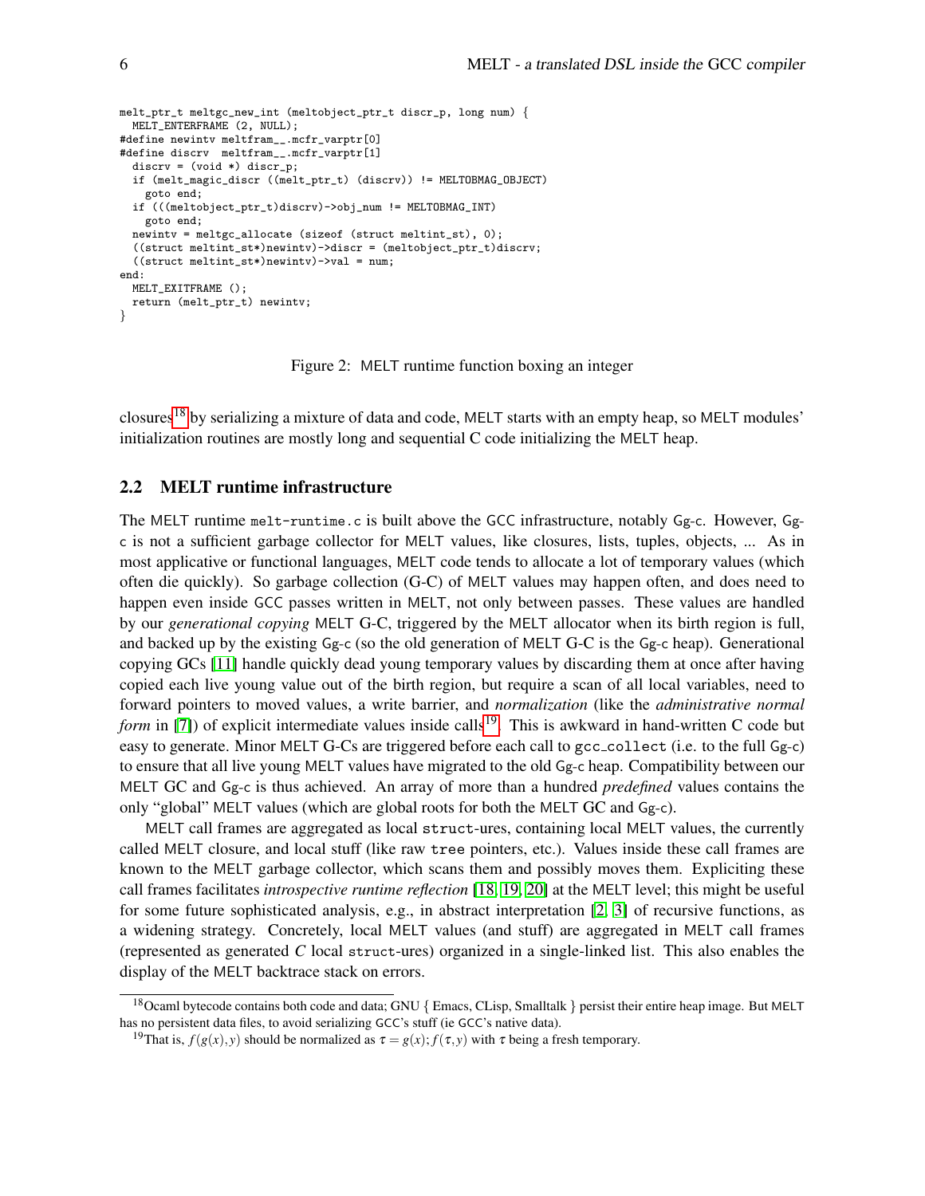```
melt_ptr_t meltgc_new_int (meltobject_ptr_t discr_p, long num) {
  MELT_ENTERFRAME (2, NULL);
#define newintv meltfram__.mcfr_varptr[0]
#define discrv  meltfram__.mcfr_varptr[1]
  discrv = (void *) discr_p;
  if (melt_magic_discr ((melt_ptr_t) (discrv)) != MELTOBMAG_OBJECT)
    goto end;
  if (((meltobject_ptr_t)discrv)->obj_num != MELTOBMAG_INT)
    goto end;
  newintv = meltgc_allocate (sizeof (struct meltint_st), 0);
  ((struct meltint_st*)newintv)->discr = (meltobject_ptr_t)discrv;
  ((struct meltint_st*)newintv)->val = num;
end:
  MELT_EXITFRAME ();
  return (melt_ptr_t) newintv;
}
```

Figure 2: MELT runtime function boxing an integer

closures[18] by serializing a mixture of data and code, MELT starts with an empty heap, so MELT modules' initialization routines are mostly long and sequential C code initializing the MELT heap.

## 2.2 MELT runtime infrastructure

The MELT runtime `melt-runtime.c` is built above the GCC infrastructure, notably Gg-c. However, Gg-c is not a sufficient garbage collector for MELT values, like closures, lists, tuples, objects, ... As in most applicative or functional languages, MELT code tends to allocate a lot of temporary values (which often die quickly). So garbage collection (G-C) of MELT values may happen often, and does need to happen even inside GCC passes written in MELT, not only between passes. These values are handled by our *generational copying* MELT G-C, triggered by the MELT allocator when its birth region is full, and backed up by the existing Gg-c (so the old generation of MELT G-C is the Gg-c heap). Generational copying GCs [11] handle quickly dead young temporary values by discarding them at once after having copied each live young value out of the birth region, but require a scan of all local variables, need to forward pointers to moved values, a write barrier, and *normalization* (like the *administrative normal form* in [7]) of explicit intermediate values inside calls[19]. This is awkward in hand-written C code but easy to generate. Minor MELT G-Cs are triggered before each call to gcc_collect (i.e. to the full Gg-c) to ensure that all live young MELT values have migrated to the old Gg-c heap. Compatibility between our MELT GC and Gg-c is thus achieved. An array of more than a hundred *predefined* values contains the only "global" MELT values (which are global roots for both the MELT GC and Gg-c).

MELT call frames are aggregated as local `struct`-ures, containing local MELT values, the currently called MELT closure, and local stuff (like raw `tree` pointers, etc.). Values inside these call frames are known to the MELT garbage collector, which scans them and possibly moves them. Expliciting these call frames facilitates *introspective runtime reflection* [18, 19, 20] at the MELT level; this might be useful for some future sophisticated analysis, e.g., in abstract interpretation [2, 3] of recursive functions, as a widening strategy. Concretely, local MELT values (and stuff) are aggregated in MELT call frames (represented as generated *C* local `struct`-ures) organized in a single-linked list. This also enables the display of the MELT backtrace stack on errors.

---

[18] Ocaml bytecode contains both code and data; GNU { Emacs, CLisp, Smalltalk } persist their entire heap image. But MELT has no persistent data files, to avoid serializing GCC's stuff (ie GCC's native data).

[19] That is, $f(g(x), y)$ should be normalized as $\tau = g(x); f(\tau, y)$ with $\tau$ being a fresh temporary.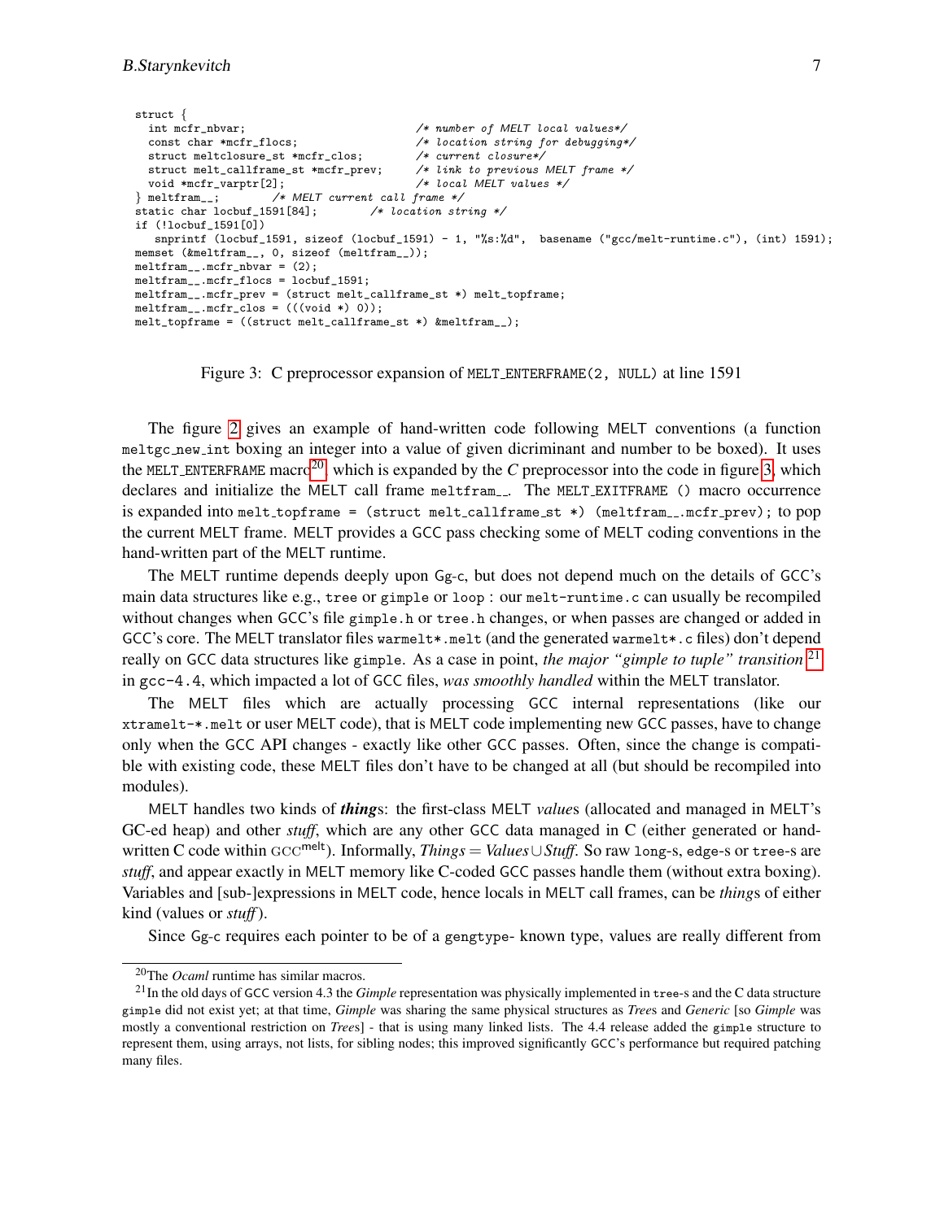```
struct {
  int mcfr_nbvar;                          /* number of MELT local values*/
  const char *mcfr_flocs;                  /* location string for debugging*/
  struct meltclosure_st *mcfr_clos;        /* current closure*/
  struct melt_callframe_st *mcfr_prev;     /* link to previous MELT frame */
  void *mcfr_varptr[2];                    /* local MELT values */
} meltfram__;        /* MELT current call frame */
static char locbuf_1591[84];        /* location string */
if (!locbuf_1591[0])
   snprintf (locbuf_1591, sizeof (locbuf_1591) - 1, "%s:%d",  basename ("gcc/melt-runtime.c"), (int) 1591);
memset (&meltfram__, 0, sizeof (meltfram__));
meltfram__.mcfr_nbvar = (2);
meltfram__.mcfr_flocs = locbuf_1591;
meltfram__.mcfr_prev = (struct melt_callframe_st *) melt_topframe;
meltfram__.mcfr_clos = (((void *) 0));
melt_topframe = ((struct melt_callframe_st *) &meltfram__);
```

Figure 3: C preprocessor expansion of `MELT_ENTERFRAME(2, NULL)` at line 1591

The figure 2 gives an example of hand-written code following MELT conventions (a function `meltgc_new_int` boxing an integer into a value of given dicriminant and number to be boxed). It uses the `MELT_ENTERFRAME` macro[20], which is expanded by the *C* preprocessor into the code in figure 3, which declares and initialize the MELT call frame `meltfram__`. The `MELT_EXITFRAME ()` macro occurrence is expanded into `melt_topframe = (struct melt_callframe_st *) (meltfram__.mcfr_prev);` to pop the current MELT frame. MELT provides a GCC pass checking some of MELT coding conventions in the hand-written part of the MELT runtime.

The MELT runtime depends deeply upon Gg-c, but does not depend much on the details of GCC's main data structures like e.g., `tree` or `gimple` or `loop` : our `melt-runtime.c` can usually be recompiled without changes when GCC's file `gimple.h` or `tree.h` changes, or when passes are changed or added in GCC's core. The MELT translator files `warmelt*.melt` (and the generated `warmelt*.c` files) don't depend really on GCC data structures like `gimple`. As a case in point, *the major "gimple to tuple" transition* [21] in `gcc-4.4`, which impacted a lot of GCC files, *was smoothly handled* within the MELT translator.

The MELT files which are actually processing GCC internal representations (like our `xtramelt-*.melt` or user MELT code), that is MELT code implementing new GCC passes, have to change only when the GCC API changes - exactly like other GCC passes. Often, since the change is compatible with existing code, these MELT files don't have to be changed at all (but should be recompiled into modules).

MELT handles two kinds of ***thing***s: the first-class MELT *value*s (allocated and managed in MELT's GC-ed heap) and other *stuff*, which are any other GCC data managed in C (either generated or hand-written C code within GCC$^{\text{melt}}$). Informally, $Things = Values \cup Stuff$. So raw `long`-s, `edge`-s or `tree`-s are *stuff*, and appear exactly in MELT memory like C-coded GCC passes handle them (without extra boxing). Variables and [sub-]expressions in MELT code, hence locals in MELT call frames, can be *thing*s of either kind (values or *stuff*).

Since Gg-c requires each pointer to be of a `gengtype`- known type, values are really different from

---

[20] The *Ocaml* runtime has similar macros.

[21] In the old days of GCC version 4.3 the *Gimple* representation was physically implemented in `tree`-s and the C data structure `gimple` did not exist yet; at that time, *Gimple* was sharing the same physical structures as *Tree*s and *Generic* [so *Gimple* was mostly a conventional restriction on *Trees*] - that is using many linked lists. The 4.4 release added the `gimple` structure to represent them, using arrays, not lists, for sibling nodes; this improved significantly GCC's performance but required patching many files.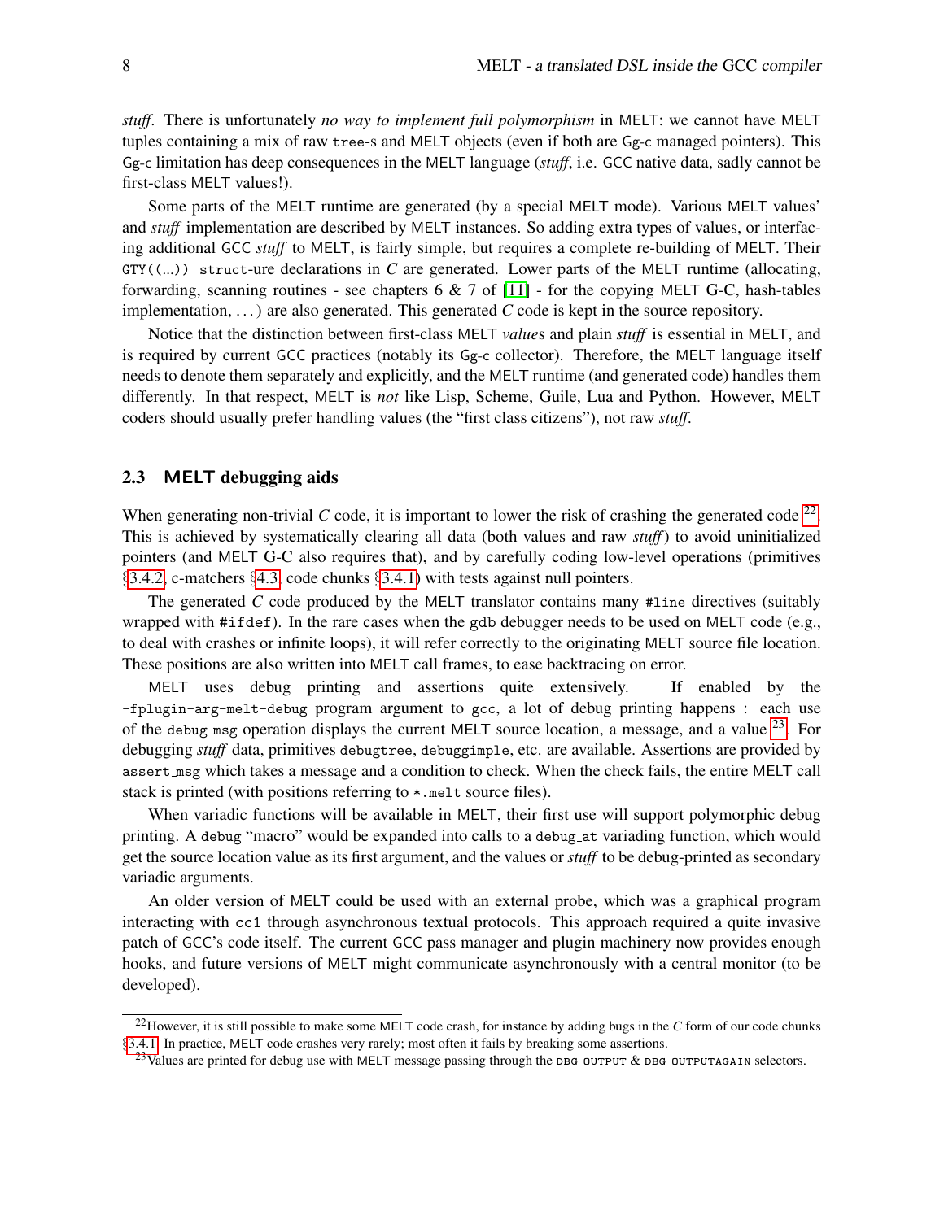*stuff*. There is unfortunately *no way to implement full polymorphism* in MELT: we cannot have MELT tuples containing a mix of raw tree-s and MELT objects (even if both are Gg-c managed pointers). This Gg-c limitation has deep consequences in the MELT language (*stuff*, i.e. GCC native data, sadly cannot be first-class MELT values!).

Some parts of the MELT runtime are generated (by a special MELT mode). Various MELT values' and *stuff* implementation are described by MELT instances. So adding extra types of values, or interfacing additional GCC *stuff* to MELT, is fairly simple, but requires a complete re-building of MELT. Their GTY((...)) struct-ure declarations in *C* are generated. Lower parts of the MELT runtime (allocating, forwarding, scanning routines - see chapters 6 & 7 of [11] - for the copying MELT G-C, hash-tables implementation, ...) are also generated. This generated *C* code is kept in the source repository.

Notice that the distinction between first-class MELT *value*s and plain *stuff* is essential in MELT, and is required by current GCC practices (notably its Gg-c collector). Therefore, the MELT language itself needs to denote them separately and explicitly, and the MELT runtime (and generated code) handles them differently. In that respect, MELT is *not* like Lisp, Scheme, Guile, Lua and Python. However, MELT coders should usually prefer handling values (the "first class citizens"), not raw *stuff*.

## 2.3 MELT debugging aids

When generating non-trivial *C* code, it is important to lower the risk of crashing the generated code [22]. This is achieved by systematically clearing all data (both values and raw *stuff*) to avoid uninitialized pointers (and MELT G-C also requires that), and by carefully coding low-level operations (primitives §3.4.2, c-matchers §4.3, code chunks §3.4.1) with tests against null pointers.

The generated *C* code produced by the MELT translator contains many #line directives (suitably wrapped with #ifdef). In the rare cases when the gdb debugger needs to be used on MELT code (e.g., to deal with crashes or infinite loops), it will refer correctly to the originating MELT source file location. These positions are also written into MELT call frames, to ease backtracing on error.

MELT uses debug printing and assertions quite extensively. If enabled by the -fplugin-arg-melt-debug program argument to gcc, a lot of debug printing happens : each use of the debug_msg operation displays the current MELT source location, a message, and a value [23]. For debugging *stuff* data, primitives debugtree, debuggimple, etc. are available. Assertions are provided by assert_msg which takes a message and a condition to check. When the check fails, the entire MELT call stack is printed (with positions referring to *.melt source files).

When variadic functions will be available in MELT, their first use will support polymorphic debug printing. A debug "macro" would be expanded into calls to a debug_at variading function, which would get the source location value as its first argument, and the values or *stuff* to be debug-printed as secondary variadic arguments.

An older version of MELT could be used with an external probe, which was a graphical program interacting with cc1 through asynchronous textual protocols. This approach required a quite invasive patch of GCC's code itself. The current GCC pass manager and plugin machinery now provides enough hooks, and future versions of MELT might communicate asynchronously with a central monitor (to be developed).

---

[22] However, it is still possible to make some MELT code crash, for instance by adding bugs in the *C* form of our code chunks §3.4.1. In practice, MELT code crashes very rarely; most often it fails by breaking some assertions.

[23] Values are printed for debug use with MELT message passing through the DBG_OUTPUT & DBG_OUTPUTAGAIN selectors.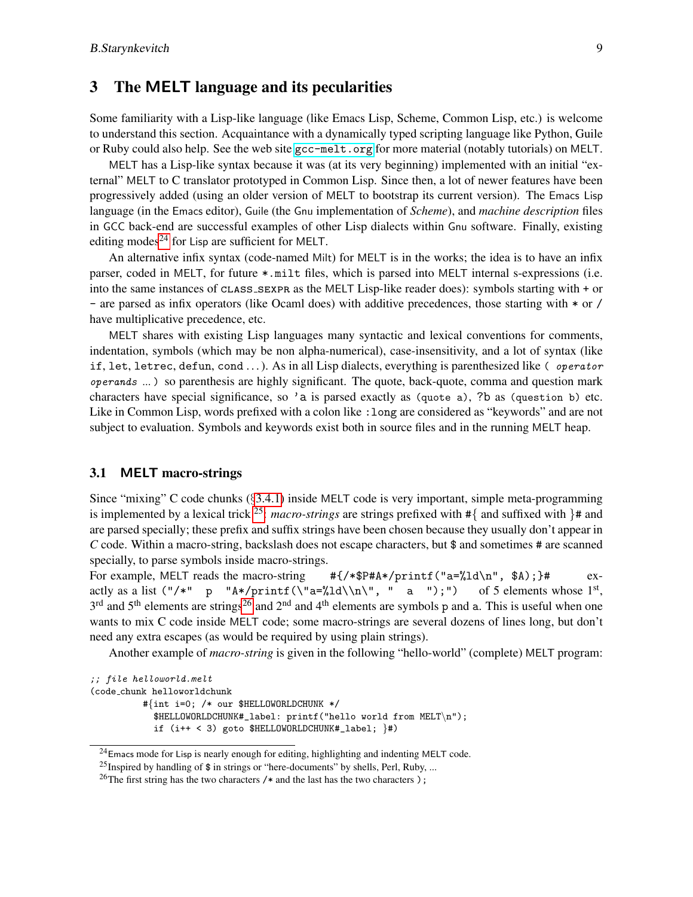## 3 The MELT language and its pecularities

Some familiarity with a Lisp-like language (like Emacs Lisp, Scheme, Common Lisp, etc.) is welcome to understand this section. Acquaintance with a dynamically typed scripting language like Python, Guile or Ruby could also help. See the web site `gcc-melt.org` for more material (notably tutorials) on MELT.

MELT has a Lisp-like syntax because it was (at its very beginning) implemented with an initial "external" MELT to C translator prototyped in Common Lisp. Since then, a lot of newer features have been progressively added (using an older version of MELT to bootstrap its current version). The Emacs Lisp language (in the Emacs editor), Guile (the Gnu implementation of *Scheme*), and *machine description* files in GCC back-end are successful examples of other Lisp dialects within Gnu software. Finally, existing editing modes[24] for Lisp are sufficient for MELT.

An alternative infix syntax (code-named Milt) for MELT is in the works; the idea is to have an infix parser, coded in MELT, for future `*.milt` files, which is parsed into MELT internal s-expressions (i.e. into the same instances of CLASS_SEXPR as the MELT Lisp-like reader does): symbols starting with `+` or `-` are parsed as infix operators (like Ocaml does) with additive precedences, those starting with `*` or `/` have multiplicative precedence, etc.

MELT shares with existing Lisp languages many syntactic and lexical conventions for comments, indentation, symbols (which may be non alpha-numerical), case-insensitivity, and a lot of syntax (like `if`, `let`, `letrec`, `defun`, `cond` ...). As in all Lisp dialects, everything is parenthesized like `(` *operator operands ...* `)` so parenthesis are highly significant. The quote, back-quote, comma and question mark characters have special significance, so `'a` is parsed exactly as `(quote a)`, `?b` as `(question b)` etc. Like in Common Lisp, words prefixed with a colon like `:long` are considered as "keywords" and are not subject to evaluation. Symbols and keywords exist both in source files and in the running MELT heap.

### 3.1 MELT macro-strings

Since "mixing" C code chunks (§3.4.1) inside MELT code is very important, simple meta-programming is implemented by a lexical trick[25]: *macro-strings* are strings prefixed with `#{` and suffixed with `}#` and are parsed specially; these prefix and suffix strings have been chosen because they usually don't appear in *C* code. Within a macro-string, backslash does not escape characters, but `$` and sometimes `#` are scanned specially, to parse symbols inside macro-strings.

For example, MELT reads the macro-string `#{/*$P#A*/printf("a=%ld\n", $A);}#` exactly as a list `("/*" p "A*/printf(\"a=%ld\\n\", " a ");")` of 5 elements whose 1st, 3rd and 5th elements are strings[26] and 2nd and 4th elements are symbols `p` and `a`. This is useful when one wants to mix C code inside MELT code; some macro-strings are several dozens of lines long, but don't need any extra escapes (as would be required by using plain strings).

Another example of *macro-string* is given in the following "hello-world" (complete) MELT program:

```
;; file helloworld.melt
(code_chunk helloworldchunk
         #{int i=0; /* our $HELLOWORLDCHUNK */
           $HELLOWORLDCHUNK#_label: printf("hello world from MELT\n");
           if (i++ < 3) goto $HELLOWORLDCHUNK#_label; }#)
```

[24] Emacs mode for Lisp is nearly enough for editing, highlighting and indenting MELT code.

[25] Inspired by handling of `$` in strings or "here-documents" by shells, Perl, Ruby, ...

[26] The first string has the two characters `/*` and the last has the two characters `);`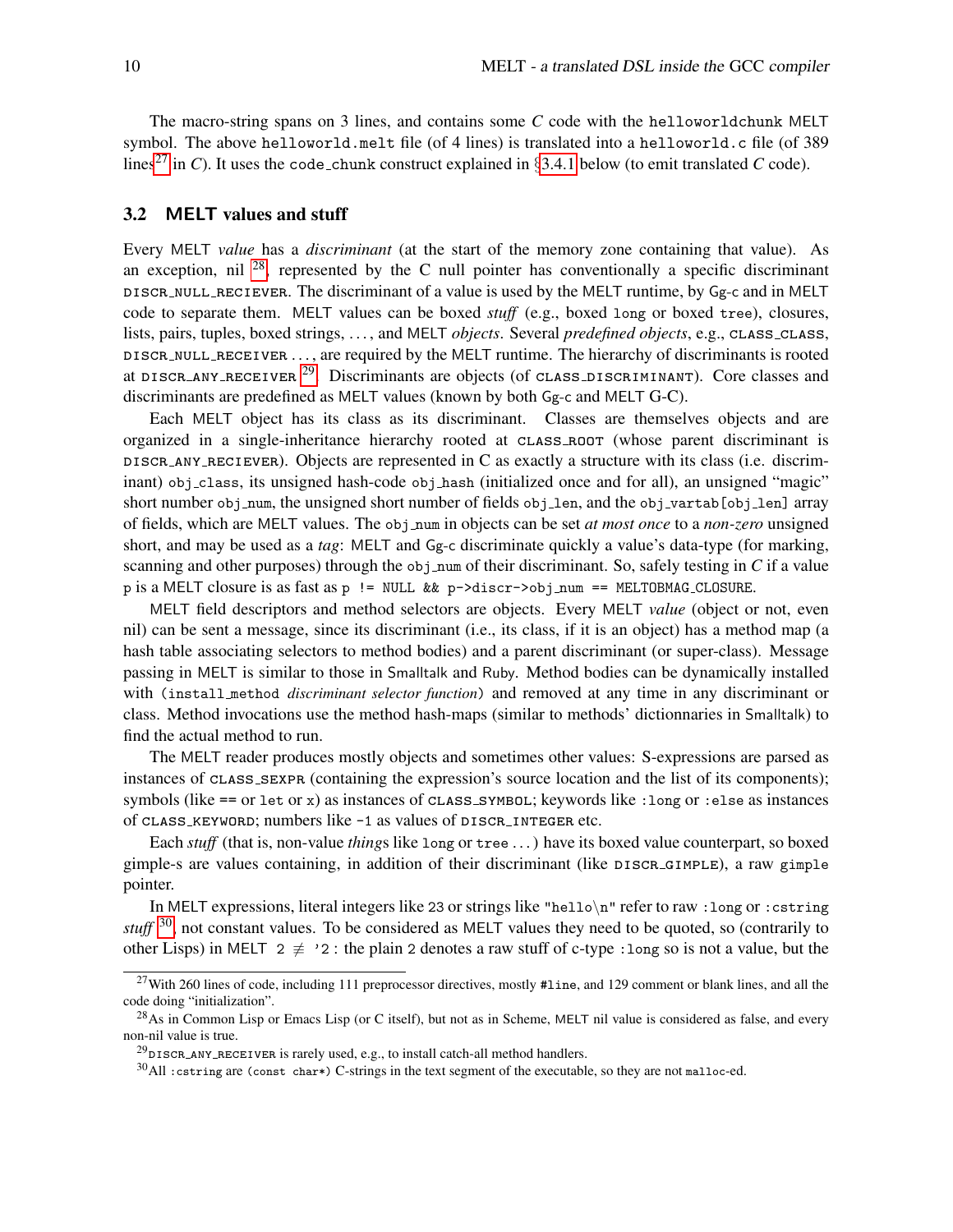The macro-string spans on 3 lines, and contains some *C* code with the `helloworldchunk` MELT symbol. The above `helloworld.melt` file (of 4 lines) is translated into a `helloworld.c` file (of 389 lines[27] in *C*). It uses the `code_chunk` construct explained in §3.4.1 below (to emit translated *C* code).

### 3.2 MELT values and stuff

Every MELT *value* has a *discriminant* (at the start of the memory zone containing that value). As an exception, nil [28], represented by the C null pointer has conventionally a specific discriminant DISCR_NULL_RECIEVER. The discriminant of a value is used by the MELT runtime, by Gg-c and in MELT code to separate them. MELT values can be boxed *stuff* (e.g., boxed `long` or boxed `tree`), closures, lists, pairs, tuples, boxed strings, ..., and MELT *objects*. Several *predefined objects*, e.g., CLASS_CLASS, DISCR_NULL_RECEIVER ..., are required by the MELT runtime. The hierarchy of discriminants is rooted at DISCR_ANY_RECEIVER [29]. Discriminants are objects (of CLASS_DISCRIMINANT). Core classes and discriminants are predefined as MELT values (known by both Gg-c and MELT G-C).

Each MELT object has its class as its discriminant. Classes are themselves objects and are organized in a single-inheritance hierarchy rooted at CLASS_ROOT (whose parent discriminant is DISCR_ANY_RECIEVER). Objects are represented in C as exactly a structure with its class (i.e. discriminant) `obj_class`, its unsigned hash-code `obj_hash` (initialized once and for all), an unsigned "magic" short number `obj_num`, the unsigned short number of fields `obj_len`, and the `obj_vartab[obj_len]` array of fields, which are MELT values. The `obj_num` in objects can be set *at most once* to a *non-zero* unsigned short, and may be used as a *tag*: MELT and Gg-c discriminate quickly a value's data-type (for marking, scanning and other purposes) through the `obj_num` of their discriminant. So, safely testing in *C* if a value `p` is a MELT closure is as fast as `p != NULL && p->discr->obj_num == MELTOBMAG_CLOSURE`.

MELT field descriptors and method selectors are objects. Every MELT *value* (object or not, even nil) can be sent a message, since its discriminant (i.e., its class, if it is an object) has a method map (a hash table associating selectors to method bodies) and a parent discriminant (or super-class). Message passing in MELT is similar to those in Smalltalk and Ruby. Method bodies can be dynamically installed with `(install_method` *discriminant selector function*`)` and removed at any time in any discriminant or class. Method invocations use the method hash-maps (similar to methods' dictionnaries in Smalltalk) to find the actual method to run.

The MELT reader produces mostly objects and sometimes other values: S-expressions are parsed as instances of CLASS_SEXPR (containing the expression's source location and the list of its components); symbols (like `==` or `let` or `x`) as instances of CLASS_SYMBOL; keywords like `:long` or `:else` as instances of CLASS_KEYWORD; numbers like `-1` as values of DISCR_INTEGER etc.

Each *stuff* (that is, non-value *thing*s like `long` or `tree` ...) have its boxed value counterpart, so boxed gimple-s are values containing, in addition of their discriminant (like DISCR_GIMPLE), a raw `gimple` pointer.

In MELT expressions, literal integers like `23` or strings like `"hello\n"` refer to raw `:long` or `:cstring` *stuff* [30], not constant values. To be considered as MELT values they need to be quoted, so (contrarily to other Lisps) in MELT `2` $\not\equiv$ `'2` : the plain `2` denotes a raw stuff of c-type `:long` so is not a value, but the

---

[27] With 260 lines of code, including 111 preprocessor directives, mostly `#line`, and 129 comment or blank lines, and all the code doing "initialization".

[28] As in Common Lisp or Emacs Lisp (or C itself), but not as in Scheme, MELT nil value is considered as false, and every non-nil value is true.

[29] DISCR_ANY_RECEIVER is rarely used, e.g., to install catch-all method handlers.

[30] All `:cstring` are `(const char*)` C-strings in the text segment of the executable, so they are not `malloc`-ed.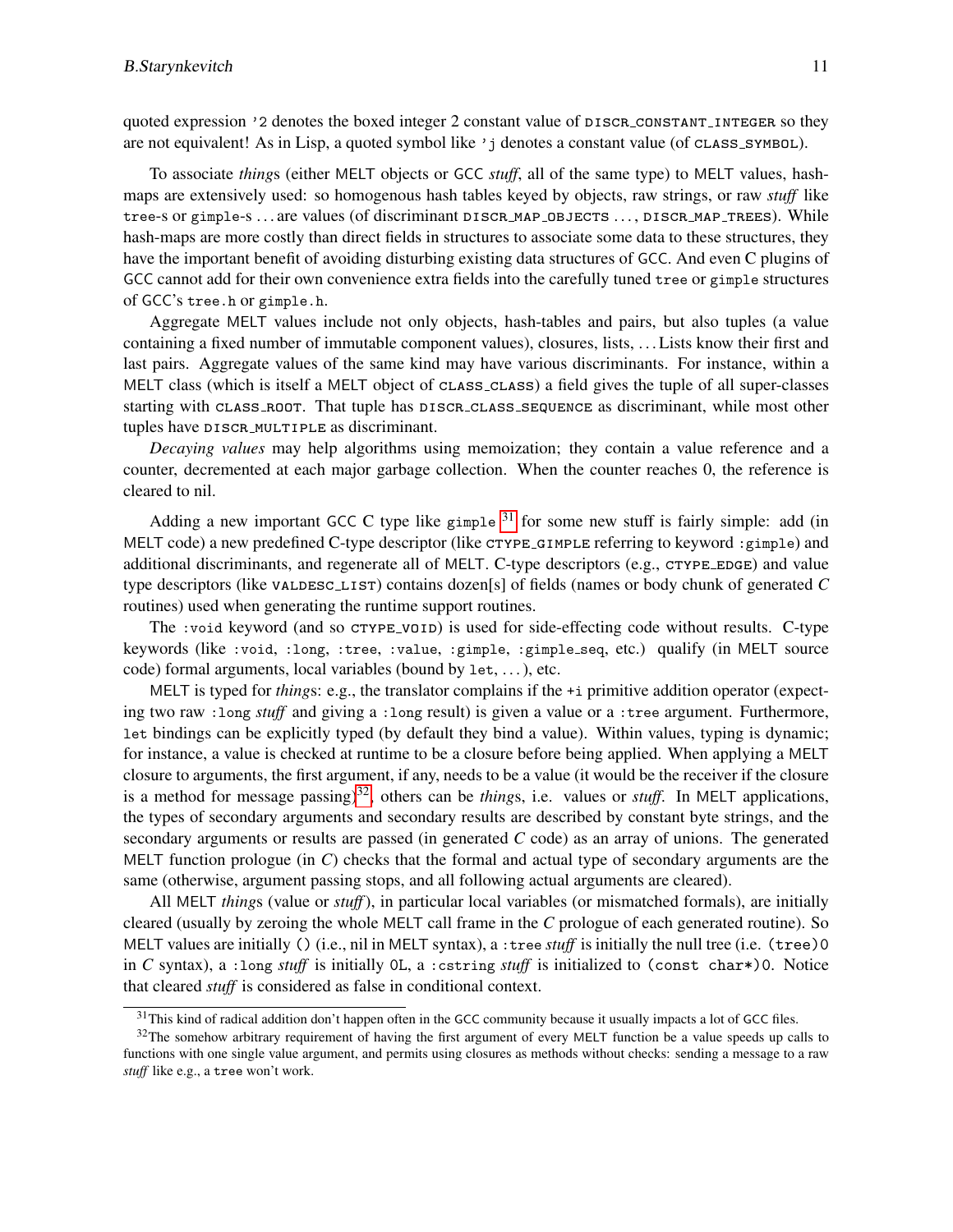quoted expression `'2` denotes the boxed integer 2 constant value of DISCR_CONSTANT_INTEGER so they are not equivalent! As in Lisp, a quoted symbol like `'j` denotes a constant value (of CLASS_SYMBOL).

To associate *thing*s (either MELT objects or GCC *stuff*, all of the same type) to MELT values, hash-maps are extensively used: so homogenous hash tables keyed by objects, raw strings, or raw *stuff* like `tree`-s or `gimple`-s ... are values (of discriminant DISCR_MAP_OBJECTS ..., DISCR_MAP_TREES). While hash-maps are more costly than direct fields in structures to associate some data to these structures, they have the important benefit of avoiding disturbing existing data structures of GCC. And even C plugins of GCC cannot add for their own convenience extra fields into the carefully tuned `tree` or `gimple` structures of GCC's `tree.h` or `gimple.h`.

Aggregate MELT values include not only objects, hash-tables and pairs, but also tuples (a value containing a fixed number of immutable component values), closures, lists, ... Lists know their first and last pairs. Aggregate values of the same kind may have various discriminants. For instance, within a MELT class (which is itself a MELT object of CLASS_CLASS) a field gives the tuple of all super-classes starting with CLASS_ROOT. That tuple has DISCR_CLASS_SEQUENCE as discriminant, while most other tuples have DISCR_MULTIPLE as discriminant.

*Decaying values* may help algorithms using memoization; they contain a value reference and a counter, decremented at each major garbage collection. When the counter reaches 0, the reference is cleared to nil.

Adding a new important GCC C type like `gimple`[31] for some new stuff is fairly simple: add (in MELT code) a new predefined C-type descriptor (like CTYPE_GIMPLE referring to keyword `:gimple`) and additional discriminants, and regenerate all of MELT. C-type descriptors (e.g., CTYPE_EDGE) and value type descriptors (like VALDESC_LIST) contains dozen[s] of fields (names or body chunk of generated *C* routines) used when generating the runtime support routines.

The `:void` keyword (and so CTYPE_VOID) is used for side-effecting code without results. C-type keywords (like `:void`, `:long`, `:tree`, `:value`, `:gimple`, `:gimple_seq`, etc.) qualify (in MELT source code) formal arguments, local variables (bound by `let`, ...), etc.

MELT is typed for *thing*s: e.g., the translator complains if the `+i` primitive addition operator (expecting two raw `:long` *stuff* and giving a `:long` result) is given a value or a `:tree` argument. Furthermore, `let` bindings can be explicitly typed (by default they bind a value). Within values, typing is dynamic; for instance, a value is checked at runtime to be a closure before being applied. When applying a MELT closure to arguments, the first argument, if any, needs to be a value (it would be the receiver if the closure is a method for message passing)[32], others can be *thing*s, i.e. values or *stuff*. In MELT applications, the types of secondary arguments and secondary results are described by constant byte strings, and the secondary arguments or results are passed (in generated *C* code) as an array of unions. The generated MELT function prologue (in *C*) checks that the formal and actual type of secondary arguments are the same (otherwise, argument passing stops, and all following actual arguments are cleared).

All MELT *thing*s (value or *stuff*), in particular local variables (or mismatched formals), are initially cleared (usually by zeroing the whole MELT call frame in the *C* prologue of each generated routine). So MELT values are initially `()` (i.e., nil in MELT syntax), a `:tree` *stuff* is initially the null tree (i.e. `(tree)0` in *C* syntax), a `:long` *stuff* is initially `0L`, a `:cstring` *stuff* is initialized to `(const char*)0`. Notice that cleared *stuff* is considered as false in conditional context.

---

[31] This kind of radical addition don't happen often in the GCC community because it usually impacts a lot of GCC files.

[32] The somehow arbitrary requirement of having the first argument of every MELT function be a value speeds up calls to functions with one single value argument, and permits using closures as methods without checks: sending a message to a raw *stuff* like e.g., a `tree` won't work.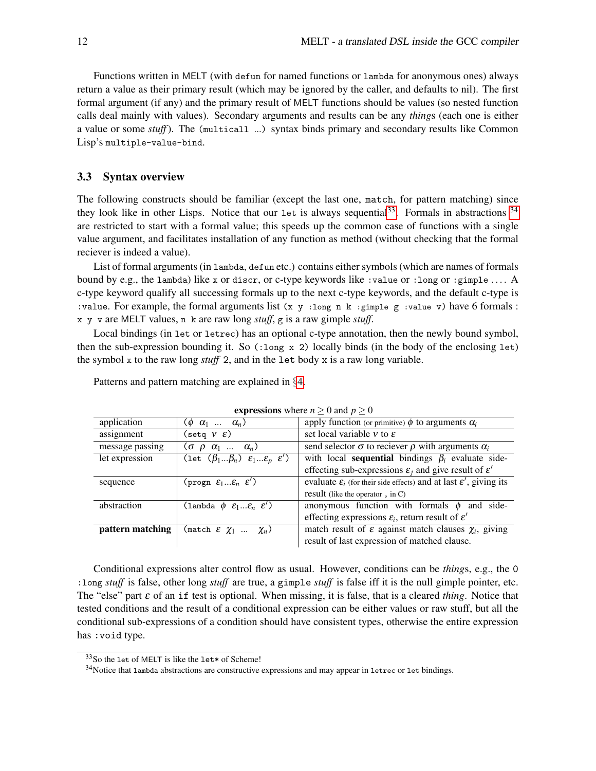Functions written in MELT (with `defun` for named functions or `lambda` for anonymous ones) always return a value as their primary result (which may be ignored by the caller, and defaults to nil). The first formal argument (if any) and the primary result of MELT functions should be values (so nested function calls deal mainly with values). Secondary arguments and results can be any *thing*s (each one is either a value or some *stuff*). The `(multicall ...)` syntax binds primary and secondary results like Common Lisp's `multiple-value-bind`.

### 3.3 Syntax overview

The following constructs should be familiar (except the last one, `match`, for pattern matching) since they look like in other Lisps. Notice that our `let` is always sequential[33]. Formals in abstractions [34] are restricted to start with a formal value; this speeds up the common case of functions with a single value argument, and facilitates installation of any function as method (without checking that the formal reciever is indeed a value).

List of formal arguments (in `lambda`, `defun` etc.) contains either symbols (which are names of formals bound by e.g., the `lambda`) like `x` or `discr`, or c-type keywords like `:value` or `:long` or `:gimple` .... A c-type keyword qualify all successing formals up to the next c-type keywords, and the default c-type is `:value`. For example, the formal arguments list `(x y :long n k :gimple g :value v)` have 6 formals : `x y v` are MELT values, `n k` are raw long *stuff*, `g` is a raw gimple *stuff*.

Local bindings (in `let` or `letrec`) has an optional c-type annotation, then the newly bound symbol, then the sub-expression bounding it. So `(:long x 2)` locally binds (in the body of the enclosing `let`) the symbol `x` to the raw long *stuff* 2, and in the `let` body `x` is a raw long variable.

Patterns and pattern matching are explained in §4.

**expressions** where $n \geq 0$ and $p \geq 0$

| | | |
|---|---|---|
| application | $(\phi\ \ \alpha_1\ \ ...\ \ \alpha_n)$ | apply function (or primitive) $\phi$ to arguments $\alpha_i$ |
| assignment | (`setq` $\nu\ \ \varepsilon$) | set local variable $\nu$ to $\varepsilon$ |
| message passing | $(\sigma\ \ \rho\ \ \alpha_1\ \ ...\ \ \alpha_n)$ | send selector $\sigma$ to reciever $\rho$ with arguments $\alpha_i$ |
| let expression | (`let` $(\beta_1...\beta_n)\ \ \varepsilon_1...\varepsilon_p\ \ \varepsilon'$) | with local **sequential** bindings $\beta_i$ evaluate side-effecting sub-expressions $\varepsilon_j$ and give result of $\varepsilon'$ |
| sequence | (`progn` $\varepsilon_1...\varepsilon_n\ \ \varepsilon'$) | evaluate $\varepsilon_i$ (for their side effects) and at last $\varepsilon'$, giving its result (like the operator , in C) |
| abstraction | (`lambda` $\phi\ \ \varepsilon_1...\varepsilon_n\ \ \varepsilon'$) | anonymous function with formals $\phi$ and side-effecting expressions $\varepsilon_i$, return result of $\varepsilon'$ |
| **pattern matching** | (`match` $\varepsilon\ \ \chi_1\ \ ...\ \ \chi_n$) | match result of $\varepsilon$ against match clauses $\chi_i$, giving result of last expression of matched clause. |

Conditional expressions alter control flow as usual. However, conditions can be *thing*s, e.g., the `0 :long` *stuff* is false, other long *stuff* are true, a `gimple` *stuff* is false iff it is the null gimple pointer, etc. The "else" part $\varepsilon$ of an `if` test is optional. When missing, it is false, that is a cleared *thing*. Notice that tested conditions and the result of a conditional expression can be either values or raw stuff, but all the conditional sub-expressions of a condition should have consistent types, otherwise the entire expression has `:void` type.

---

[33] So the `let` of MELT is like the `let*` of Scheme!

[34] Notice that `lambda` abstractions are constructive expressions and may appear in `letrec` or `let` bindings.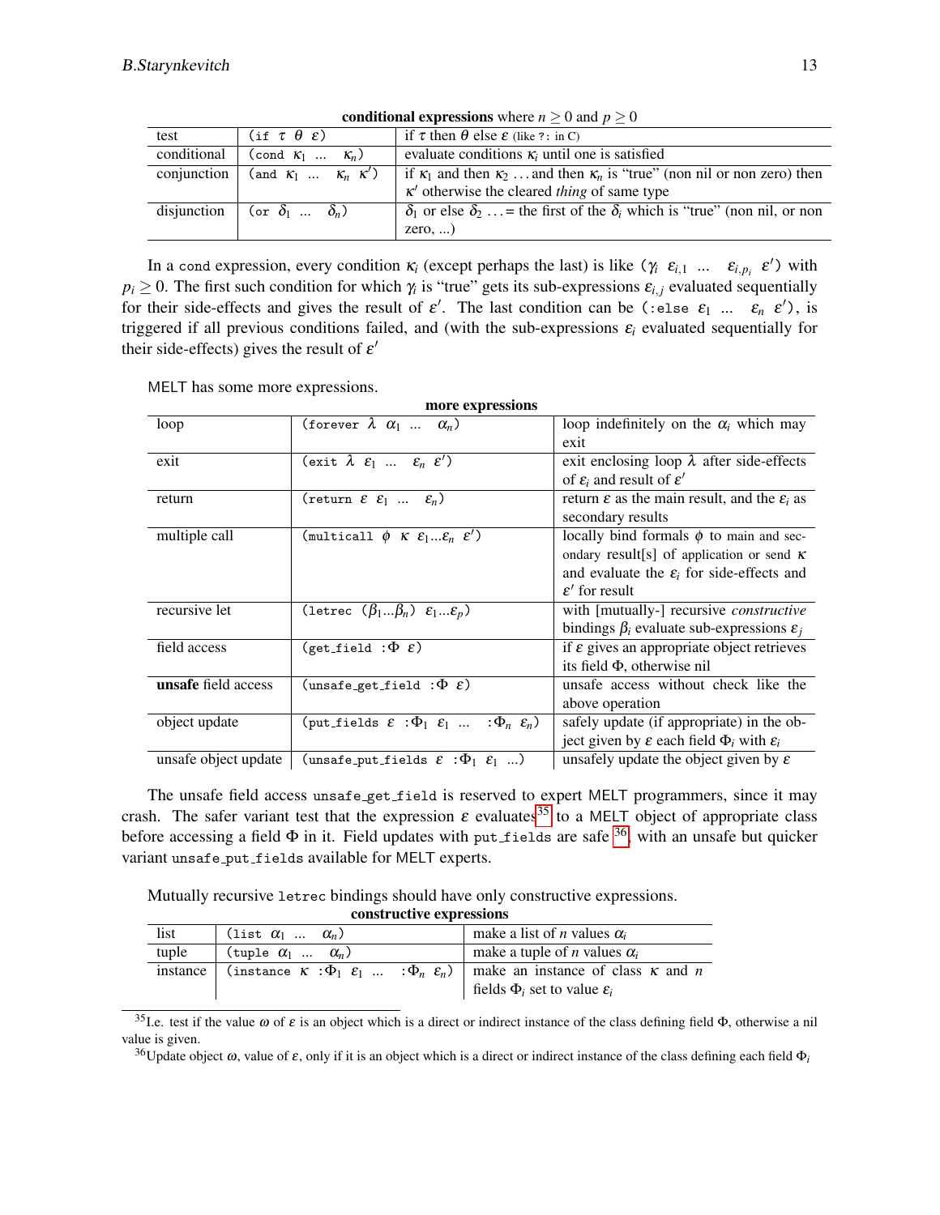**conditional expressions** where $n \geq 0$ and $p \geq 0$

| | | |
|---|---|---|
| test | `(if` $\tau$ $\theta$ $\varepsilon$`)` | if $\tau$ then $\theta$ else $\varepsilon$ (like `?:` in C) |
| conditional | `(cond` $\kappa_1$ ... $\kappa_n$`)` | evaluate conditions $\kappa_i$ until one is satisfied |
| conjunction | `(and` $\kappa_1$ ... $\kappa_n$ $\kappa'$`)` | if $\kappa_1$ and then $\kappa_2$ ... and then $\kappa_n$ is "true" (non nil or non zero) then $\kappa'$ otherwise the cleared *thing* of same type |
| disjunction | `(or` $\delta_1$ ... $\delta_n$`)` | $\delta_1$ or else $\delta_2$ ... = the first of the $\delta_i$ which is "true" (non nil, or non zero, ...) |

In a `cond` expression, every condition $\kappa_i$ (except perhaps the last) is like ($\gamma_i$ $\varepsilon_{i,1}$ ... $\varepsilon_{i,p_i}$ $\varepsilon'$) with $p_i \geq 0$. The first such condition for which $\gamma_i$ is "true" gets its sub-expressions $\varepsilon_{i,j}$ evaluated sequentially for their side-effects and gives the result of $\varepsilon'$. The last condition can be (`:else` $\varepsilon_1$ ... $\varepsilon_n$ $\varepsilon'$), is triggered if all previous conditions failed, and (with the sub-expressions $\varepsilon_i$ evaluated sequentially for their side-effects) gives the result of $\varepsilon'$

MELT has some more expressions.

**more expressions**

| | | |
|---|---|---|
| loop | `(forever` $\lambda$ $\alpha_1$ ... $\alpha_n$`)` | loop indefinitely on the $\alpha_i$ which may exit |
| exit | `(exit` $\lambda$ $\varepsilon_1$ ... $\varepsilon_n$ $\varepsilon'$`)` | exit enclosing loop $\lambda$ after side-effects of $\varepsilon_i$ and result of $\varepsilon'$ |
| return | `(return` $\varepsilon$ $\varepsilon_1$ ... $\varepsilon_n$`)` | return $\varepsilon$ as the main result, and the $\varepsilon_i$ as secondary results |
| multiple call | `(multicall` $\phi$ $\kappa$ $\varepsilon_1 ... \varepsilon_n$ $\varepsilon'$`)` | locally bind formals $\phi$ to main and secondary result[s] of application or send $\kappa$ and evaluate the $\varepsilon_i$ for side-effects and $\varepsilon'$ for result |
| recursive let | `(letrec` $(\beta_1 ... \beta_n)$ $\varepsilon_1 ... \varepsilon_p$`)` | with [mutually-] recursive *constructive* bindings $\beta_i$ evaluate sub-expressions $\varepsilon_j$ |
| field access | `(get_field :`$\Phi$ $\varepsilon$`)` | if $\varepsilon$ gives an appropriate object retrieves its field $\Phi$, otherwise nil |
| **unsafe** field access | `(unsafe_get_field :`$\Phi$ $\varepsilon$`)` | unsafe access without check like the above operation |
| object update | `(put_fields` $\varepsilon$ `:`$\Phi_1$ $\varepsilon_1$ ... `:`$\Phi_n$ $\varepsilon_n$`)` | safely update (if appropriate) in the object given by $\varepsilon$ each field $\Phi_i$ with $\varepsilon_i$ |
| unsafe object update | `(unsafe_put_fields` $\varepsilon$ `:`$\Phi_1$ $\varepsilon_1$ ...`)` | unsafely update the object given by $\varepsilon$ |

The unsafe field access `unsafe_get_field` is reserved to expert MELT programmers, since it may crash. The safer variant test that the expression $\varepsilon$ evaluates[35] to a MELT object of appropriate class before accessing a field $\Phi$ in it. Field updates with `put_fields` are safe [36], with an unsafe but quicker variant `unsafe_put_fields` available for MELT experts.

Mutually recursive `letrec` bindings should have only constructive expressions.

**constructive expressions**

| | | |
|---|---|---|
| list | `(list` $\alpha_1$ ... $\alpha_n$`)` | make a list of $n$ values $\alpha_i$ |
| tuple | `(tuple` $\alpha_1$ ... $\alpha_n$`)` | make a tuple of $n$ values $\alpha_i$ |
| instance | `(instance` $\kappa$ `:`$\Phi_1$ $\varepsilon_1$ ... `:`$\Phi_n$ $\varepsilon_n$`)` | make an instance of class $\kappa$ and $n$ fields $\Phi_i$ set to value $\varepsilon_i$ |

[35] I.e. test if the value $\omega$ of $\varepsilon$ is an object which is a direct or indirect instance of the class defining field $\Phi$, otherwise a nil value is given.

[36] Update object $\omega$, value of $\varepsilon$, only if it is an object which is a direct or indirect instance of the class defining each field $\Phi_i$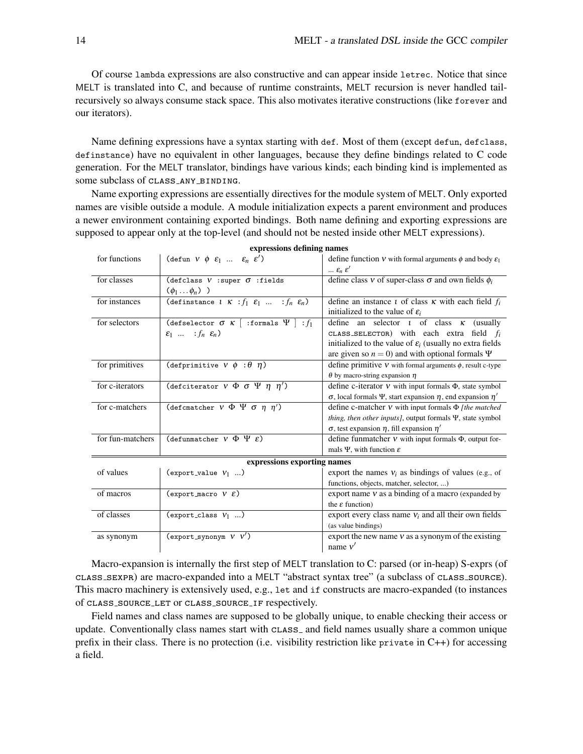Of course `lambda` expressions are also constructive and can appear inside `letrec`. Notice that since MELT is translated into C, and because of runtime constraints, MELT recursion is never handled tail-recursively so always consume stack space. This also motivates iterative constructions (like `forever` and our iterators).

Name defining expressions have a syntax starting with `def`. Most of them (except `defun`, `defclass`, `definstance`) have no equivalent in other languages, because they define bindings related to C code generation. For the MELT translator, bindings have various kinds; each binding kind is implemented as some subclass of `CLASS_ANY_BINDING`.

Name exporting expressions are essentially directives for the module system of MELT. Only exported names are visible outside a module. A module initialization expects a parent environment and produces a newer environment containing exported bindings. Both name defining and exporting expressions are supposed to appear only at the top-level (and should not be nested inside other MELT expressions).

| **expressions defining names** | | |
|---|---|---|
| for functions | `(defun` $\nu$ $\phi$ $\varepsilon_1$ ... $\varepsilon_n$ $\varepsilon'$`)` | define function $\nu$ with formal arguments $\phi$ and body $\varepsilon_1$ ... $\varepsilon_n$ $\varepsilon'$ |
| for classes | `(defclass` $\nu$ `:super` $\sigma$ `:fields` `(`$\phi_1 \ldots \phi_n$`) )` | define class $\nu$ of super-class $\sigma$ and own fields $\phi_i$ |
| for instances | `(definstance` $\iota$ $\kappa$ `:`$f_1$ $\varepsilon_1$ ... `:`$f_n$ $\varepsilon_n$`)` | define an instance $\iota$ of class $\kappa$ with each field $f_i$ initialized to the value of $\varepsilon_i$ |
| for selectors | `(defselector` $\sigma$ $\kappa$ [ `:formals` $\Psi$ ] `:`$f_1$ $\varepsilon_1$ ... `:`$f_n$ $\varepsilon_n$`)` | define an selector $\iota$ of class $\kappa$ (usually `CLASS_SELECTOR`) with each extra field $f_i$ initialized to the value of $\varepsilon_i$ (usually no extra fields are given so $n = 0$) and with optional formals $\Psi$ |
| for primitives | `(defprimitive` $\nu$ $\phi$ `:`$\theta$ $\eta$`)` | define primitive $\nu$ with formal arguments $\phi$, result c-type $\theta$ by macro-string expansion $\eta$ |
| for c-iterators | `(defciterator` $\nu$ $\Phi$ $\sigma$ $\Psi$ $\eta$ $\eta'$`)` | define c-iterator $\nu$ with input formals $\Phi$, state symbol $\sigma$, local formals $\Psi$, start expansion $\eta$, end expansion $\eta'$ |
| for c-matchers | `(defcmatcher` $\nu$ $\Phi$ $\Psi$ $\sigma$ $\eta$ $\eta'$`)` | define c-matcher $\nu$ with input formals $\Phi$ *[the matched thing, then other inputs]*, output formals $\Psi$, state symbol $\sigma$, test expansion $\eta$, fill expansion $\eta'$ |
| for fun-matchers | `(defunmatcher` $\nu$ $\Phi$ $\Psi$ $\varepsilon$`)` | define funmatcher $\nu$ with input formals $\Phi$, output formals $\Psi$, with function $\varepsilon$ |
| **expressions exporting names** | | |
| of values | `(export_value` $\nu_1$ ...`)` | export the names $\nu_i$ as bindings of values (e.g., of functions, objects, matcher, selector, ...) |
| of macros | `(export_macro` $\nu$ $\varepsilon$`)` | export name $\nu$ as a binding of a macro (expanded by the $\varepsilon$ function) |
| of classes | `(export_class` $\nu_1$ ...`)` | export every class name $\nu_i$ and all their own fields (as value bindings) |
| as synonym | `(export_synonym` $\nu$ $\nu'$`)` | export the new name $\nu$ as a synonym of the existing name $\nu'$ |

Macro-expansion is internally the first step of MELT translation to C: parsed (or in-heap) S-exprs (of `CLASS_SEXPR`) are macro-expanded into a MELT "abstract syntax tree" (a subclass of `CLASS_SOURCE`). This macro machinery is extensively used, e.g., `let` and `if` constructs are macro-expanded (to instances of `CLASS_SOURCE_LET` or `CLASS_SOURCE_IF` respectively.

Field names and class names are supposed to be globally unique, to enable checking their access or update. Conventionally class names start with `CLASS_` and field names usually share a common unique prefix in their class. There is no protection (i.e. visibility restriction like `private` in C++) for accessing a field.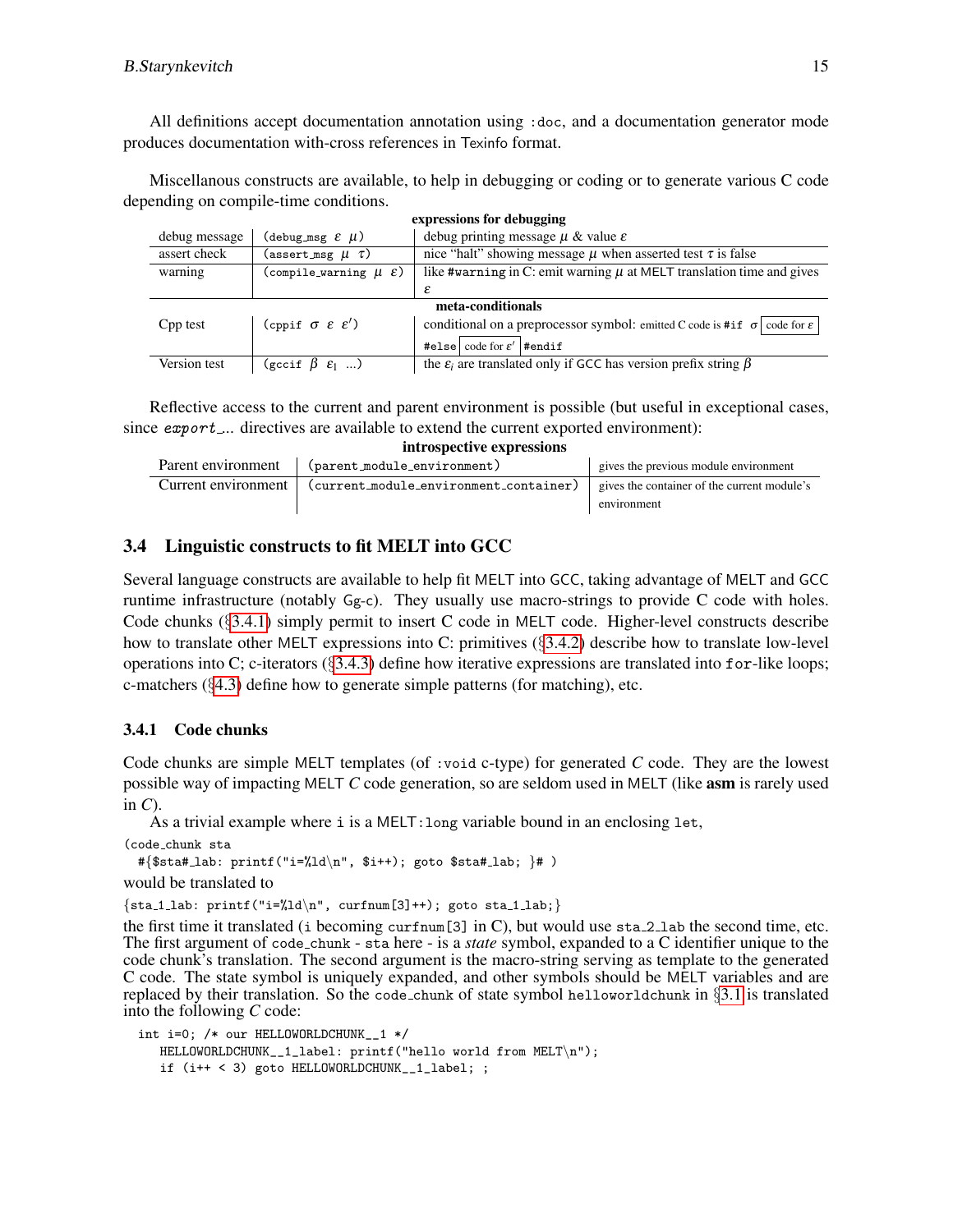All definitions accept documentation annotation using `:doc`, and a documentation generator mode produces documentation with-cross references in Texinfo format.

Miscellanous constructs are available, to help in debugging or coding or to generate various C code depending on compile-time conditions.

| **expressions for debugging** | | |
|---|---|---|
| debug message | `(debug_msg` $\varepsilon$ $\mu$`)` | debug printing message $\mu$ & value $\varepsilon$ |
| assert check | `(assert_msg` $\mu$ $\tau$`)` | nice "halt" showing message $\mu$ when asserted test $\tau$ is false |
| warning | `(compile_warning` $\mu$ $\varepsilon$`)` | like `#warning` in C: emit warning $\mu$ at MELT translation time and gives $\varepsilon$ |
| **meta-conditionals** | | |
| Cpp test | `(cppif` $\sigma$ $\varepsilon$ $\varepsilon'$`)` | conditional on a preprocessor symbol: emitted C code is `#if` $\sigma$ [code for $\varepsilon$] `#else` [code for $\varepsilon'$] `#endif` |
| Version test | `(gccif` $\beta$ $\varepsilon_1$ ...`)` | the $\varepsilon_i$ are translated only if GCC has version prefix string $\beta$ |

Reflective access to the current and parent environment is possible (but useful in exceptional cases, since *export_...* directives are available to extend the current exported environment):

| **introspective expressions** | | |
|---|---|---|
| Parent environment | `(parent_module_environment)` | gives the previous module environment |
| Current environment | `(current_module_environment_container)` | gives the container of the current module's environment |

## 3.4 Linguistic constructs to fit MELT into GCC

Several language constructs are available to help fit MELT into GCC, taking advantage of MELT and GCC runtime infrastructure (notably Gg-c). They usually use macro-strings to provide C code with holes. Code chunks (§3.4.1) simply permit to insert C code in MELT code. Higher-level constructs describe how to translate other MELT expressions into C: primitives (§3.4.2) describe how to translate low-level operations into C; c-iterators (§3.4.3) define how iterative expressions are translated into `for`-like loops; c-matchers (§4.3) define how to generate simple patterns (for matching), etc.

### 3.4.1 Code chunks

Code chunks are simple MELT templates (of `:void` c-type) for generated *C* code. They are the lowest possible way of impacting MELT *C* code generation, so are seldom used in MELT (like **asm** is rarely used in *C*).

As a trivial example where `i` is a MELT`:long` variable bound in an enclosing `let`,

```
(code_chunk sta
  #{$sta#_lab: printf("i=%ld\n", $i++); goto $sta#_lab; }# )
```

would be translated to

```
{sta_1_lab: printf("i=%ld\n", curfnum[3]++); goto sta_1_lab;}
```

the first time it translated (`i` becoming `curfnum[3]` in C), but would use `sta_2_lab` the second time, etc. The first argument of `code_chunk` - `sta` here - is a *state* symbol, expanded to a C identifier unique to the code chunk's translation. The second argument is the macro-string serving as template to the generated C code. The state symbol is uniquely expanded, and other symbols should be MELT variables and are replaced by their translation. So the `code_chunk` of state symbol `helloworldchunk` in §3.1 is translated into the following *C* code:

```
int i=0; /* our HELLOWORLDCHUNK__1 */
   HELLOWORLDCHUNK__1_label: printf("hello world from MELT\n");
   if (i++ < 3) goto HELLOWORLDCHUNK__1_label; ;
```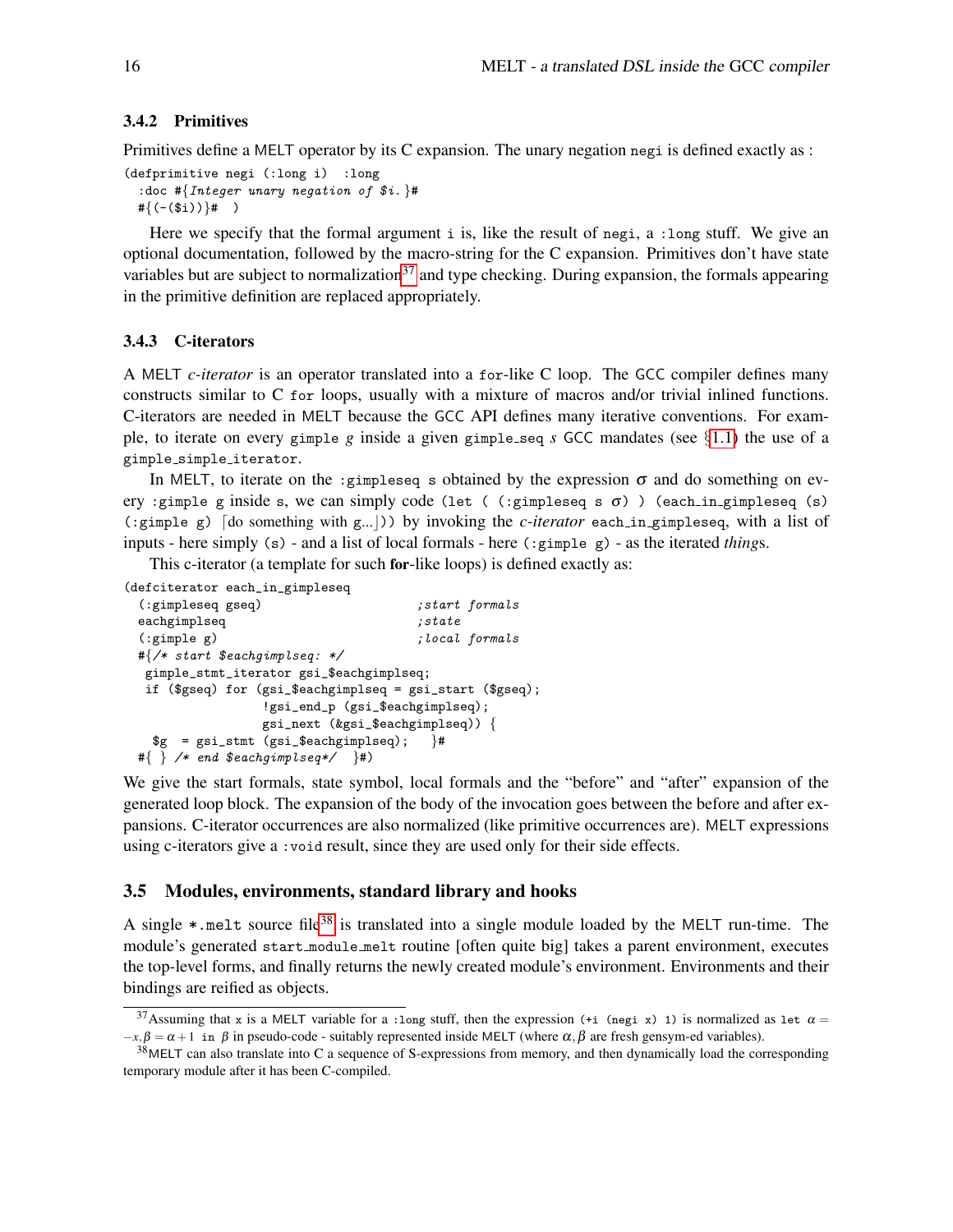### 3.4.2 Primitives

Primitives define a MELT operator by its C expansion. The unary negation `negi` is defined exactly as :

```
(defprimitive negi (:long i)  :long
  :doc #{Integer unary negation of $i.}#
  #{(-($i))}#  )
```

Here we specify that the formal argument `i` is, like the result of `negi`, a `:long` stuff. We give an optional documentation, followed by the macro-string for the C expansion. Primitives don't have state variables but are subject to normalization[37] and type checking. During expansion, the formals appearing in the primitive definition are replaced appropriately.

### 3.4.3 C-iterators

A MELT *c-iterator* is an operator translated into a `for`-like C loop. The GCC compiler defines many constructs similar to C `for` loops, usually with a mixture of macros and/or trivial inlined functions. C-iterators are needed in MELT because the GCC API defines many iterative conventions. For example, to iterate on every `gimple` *g* inside a given `gimple_seq` *s* GCC mandates (see §1.1) the use of a `gimple_simple_iterator`.

In MELT, to iterate on the `:gimpleseq s` obtained by the expression $\sigma$ and do something on every `:gimple g` inside `s`, we can simply code `(let ( (:gimpleseq s` $\sigma$`) ) (each_in_gimpleseq (s) (:gimple g)` ⌈do something with g...⌋`))` by invoking the *c-iterator* `each_in_gimpleseq`, with a list of inputs - here simply `(s)` - and a list of local formals - here `(:gimple g)` - as the iterated *thing*s.

This c-iterator (a template for such **for**-like loops) is defined exactly as:

```
(defciterator each_in_gimpleseq
  (:gimpleseq gseq)                    ;start formals
  eachgimplseq                         ;state
  (:gimple g)                          ;local formals
  #{/* start $eachgimplseq: */
   gimple_stmt_iterator gsi_$eachgimplseq;
   if ($gseq) for (gsi_$eachgimplseq = gsi_start ($gseq);
                 !gsi_end_p (gsi_$eachgimplseq);
                 gsi_next (&gsi_$eachgimplseq)) {
    $g  = gsi_stmt (gsi_$eachgimplseq);   }#
  #{ } /* end $eachgimplseq*/  }#)
```

We give the start formals, state symbol, local formals and the "before" and "after" expansion of the generated loop block. The expansion of the body of the invocation goes between the before and after expansions. C-iterator occurrences are also normalized (like primitive occurrences are). MELT expressions using c-iterators give a `:void` result, since they are used only for their side effects.

## 3.5 Modules, environments, standard library and hooks

A single `*.melt` source file[38] is translated into a single module loaded by the MELT run-time. The module's generated `start_module_melt` routine [often quite big] takes a parent environment, executes the top-level forms, and finally returns the newly created module's environment. Environments and their bindings are reified as objects.

---

[37] Assuming that `x` is a MELT variable for a `:long` stuff, then the expression `(+i (negi x) 1)` is normalized as `let` $\alpha = -x, \beta = \alpha + 1$ `in` $\beta$ in pseudo-code - suitably represented inside MELT (where $\alpha, \beta$ are fresh gensym-ed variables).

[38] MELT can also translate into C a sequence of S-expressions from memory, and then dynamically load the corresponding temporary module after it has been C-compiled.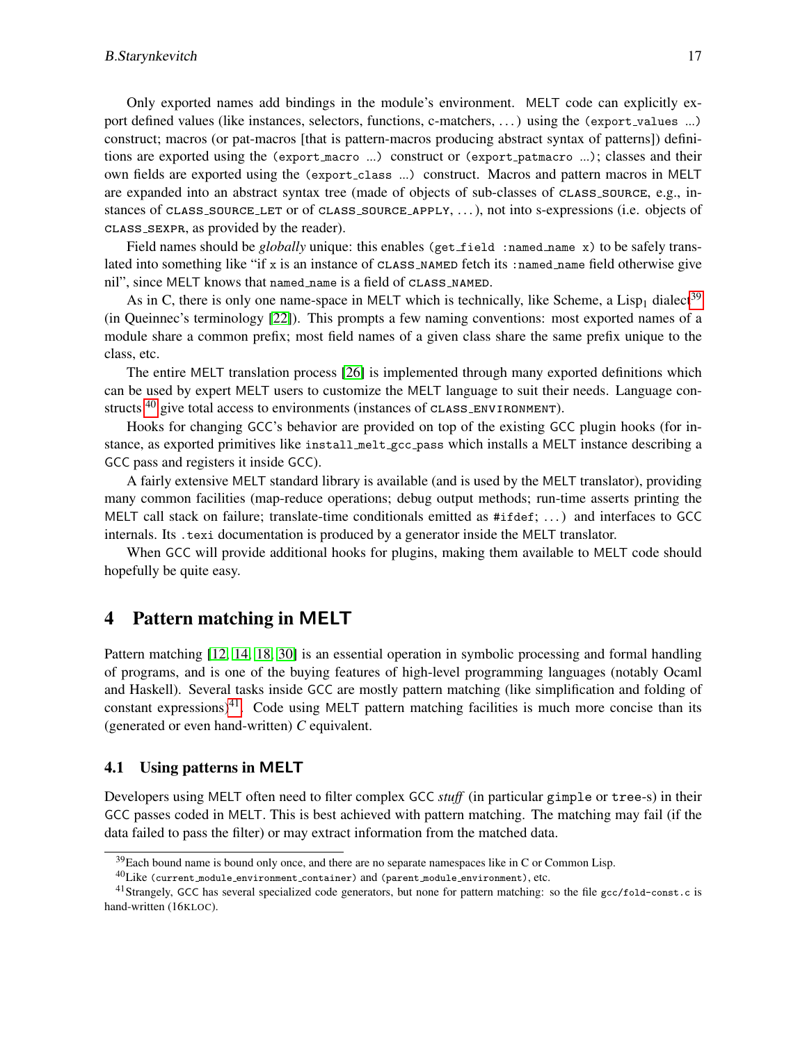Only exported names add bindings in the module's environment. MELT code can explicitly export defined values (like instances, selectors, functions, c-matchers, ...) using the `(export_values ...)` construct; macros (or pat-macros [that is pattern-macros producing abstract syntax of patterns]) definitions are exported using the `(export_macro ...)` construct or `(export_patmacro ...)`; classes and their own fields are exported using the `(export_class ...)` construct. Macros and pattern macros in MELT are expanded into an abstract syntax tree (made of objects of sub-classes of CLASS_SOURCE, e.g., instances of CLASS_SOURCE_LET or of CLASS_SOURCE_APPLY, ...), not into s-expressions (i.e. objects of CLASS_SEXPR, as provided by the reader).

Field names should be *globally* unique: this enables `(get_field :named_name x)` to be safely translated into something like "if `x` is an instance of CLASS_NAMED fetch its `:named_name` field otherwise give nil", since MELT knows that `named_name` is a field of CLASS_NAMED.

As in C, there is only one name-space in MELT which is technically, like Scheme, a $\text{Lisp}_1$ dialect[39] (in Queinnec's terminology [22]). This prompts a few naming conventions: most exported names of a module share a common prefix; most field names of a given class share the same prefix unique to the class, etc.

The entire MELT translation process [26] is implemented through many exported definitions which can be used by expert MELT users to customize the MELT language to suit their needs. Language constructs [40] give total access to environments (instances of CLASS_ENVIRONMENT).

Hooks for changing GCC's behavior are provided on top of the existing GCC plugin hooks (for instance, as exported primitives like `install_melt_gcc_pass` which installs a MELT instance describing a GCC pass and registers it inside GCC).

A fairly extensive MELT standard library is available (and is used by the MELT translator), providing many common facilities (map-reduce operations; debug output methods; run-time asserts printing the MELT call stack on failure; translate-time conditionals emitted as `#ifdef`; ...) and interfaces to GCC internals. Its `.texi` documentation is produced by a generator inside the MELT translator.

When GCC will provide additional hooks for plugins, making them available to MELT code should hopefully be quite easy.

## 4 Pattern matching in MELT

Pattern matching [12, 14, 18, 30] is an essential operation in symbolic processing and formal handling of programs, and is one of the buying features of high-level programming languages (notably Ocaml and Haskell). Several tasks inside GCC are mostly pattern matching (like simplification and folding of constant expressions)[41]. Code using MELT pattern matching facilities is much more concise than its (generated or even hand-written) *C* equivalent.

### 4.1 Using patterns in MELT

Developers using MELT often need to filter complex GCC *stuff* (in particular `gimple` or `tree`-s) in their GCC passes coded in MELT. This is best achieved with pattern matching. The matching may fail (if the data failed to pass the filter) or may extract information from the matched data.

---

[39] Each bound name is bound only once, and there are no separate namespaces like in C or Common Lisp.

[40] Like `(current_module_environment_container)` and `(parent_module_environment)`, etc.

[41] Strangely, GCC has several specialized code generators, but none for pattern matching: so the file `gcc/fold-const.c` is hand-written (16KLOC).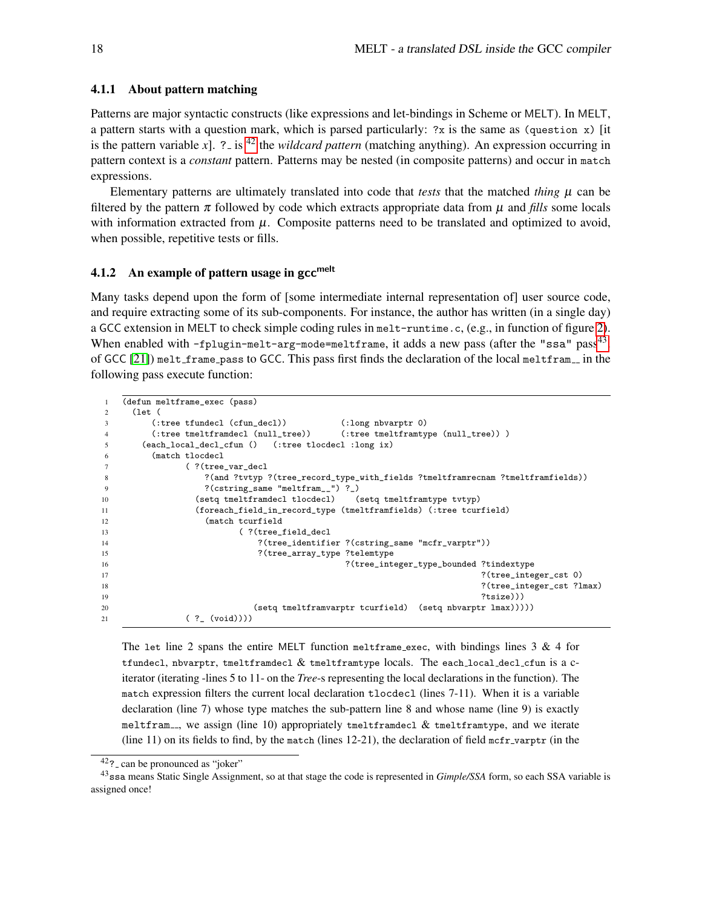### 4.1.1 About pattern matching

Patterns are major syntactic constructs (like expressions and let-bindings in Scheme or MELT). In MELT, a pattern starts with a question mark, which is parsed particularly: `?x` is the same as `(question x)` [it is the pattern variable *x*]. `?_` is [42] the *wildcard pattern* (matching anything). An expression occurring in pattern context is a *constant* pattern. Patterns may be nested (in composite patterns) and occur in `match` expressions.

Elementary patterns are ultimately translated into code that *tests* that the matched *thing* $\mu$ can be filtered by the pattern $\pi$ followed by code which extracts appropriate data from $\mu$ and *fills* some locals with information extracted from $\mu$. Composite patterns need to be translated and optimized to avoid, when possible, repetitive tests or fills.

### 4.1.2 An example of pattern usage in gcc^melt

Many tasks depend upon the form of [some intermediate internal representation of] user source code, and require extracting some of its sub-components. For instance, the author has written (in a single day) a GCC extension in MELT to check simple coding rules in `melt-runtime.c`, (e.g., in function of figure 2). When enabled with `-fplugin-melt-arg-mode=meltframe`, it adds a new pass (after the `"ssa"` pass[43] of GCC [21]) `melt_frame_pass` to GCC. This pass first finds the declaration of the local `meltfram__` in the following pass execute function:

```
1   (defun meltframe_exec (pass)
2     (let (
3         (:tree tfundecl (cfun_decl))           (:long nbvarptr 0)
4         (:tree tmeltframdecl (null_tree))      (:tree tmeltframtype (null_tree)) )
5       (each_local_decl_cfun ()   (:tree tlocdecl :long ix)
6         (match tlocdecl
7                ( ?(tree_var_decl
8                    ?(and ?tvtyp ?(tree_record_type_with_fields ?tmeltframrecnam ?tmeltframfields))
9                    ?(cstring_same "meltfram__") ?_)
10                 (setq tmeltframdecl tlocdecl)    (setq tmeltframtype tvtyp)
11                 (foreach_field_in_record_type (tmeltframfields) (:tree tcurfield)
12                   (match tcurfield
13                          ( ?(tree_field_decl
14                               ?(tree_identifier ?(cstring_same "mcfr_varptr"))
15                               ?(tree_array_type ?telemtype
16                                                 ?(tree_integer_type_bounded ?tindextype
17                                                                             ?(tree_integer_cst 0)
18                                                                             ?(tree_integer_cst ?lmax)
19                                                                             ?tsize)))
20                             (setq tmeltframvarptr tcurfield)  (setq nbvarptr lmax)))))
21               ( ?_ (void))))
```

The `let` line 2 spans the entire MELT function `meltframe_exec`, with bindings lines 3 & 4 for `tfundecl`, `nbvarptr`, `tmeltframdecl` & `tmeltframtype` locals. The `each_local_decl_cfun` is a c-iterator (iterating -lines 5 to 11- on the *Tree*-s representing the local declarations in the function). The `match` expression filters the current local declaration `tlocdecl` (lines 7-11). When it is a variable declaration (line 7) whose type matches the sub-pattern line 8 and whose name (line 9) is exactly `meltfram__`, we assign (line 10) appropriately `tmeltframdecl` & `tmeltframtype`, and we iterate (line 11) on its fields to find, by the `match` (lines 12-21), the declaration of field `mcfr_varptr` (in the

[42] `?_` can be pronounced as "joker"

[43] `ssa` means Static Single Assignment, so at that stage the code is represented in *Gimple/SSA* form, so each SSA variable is assigned once!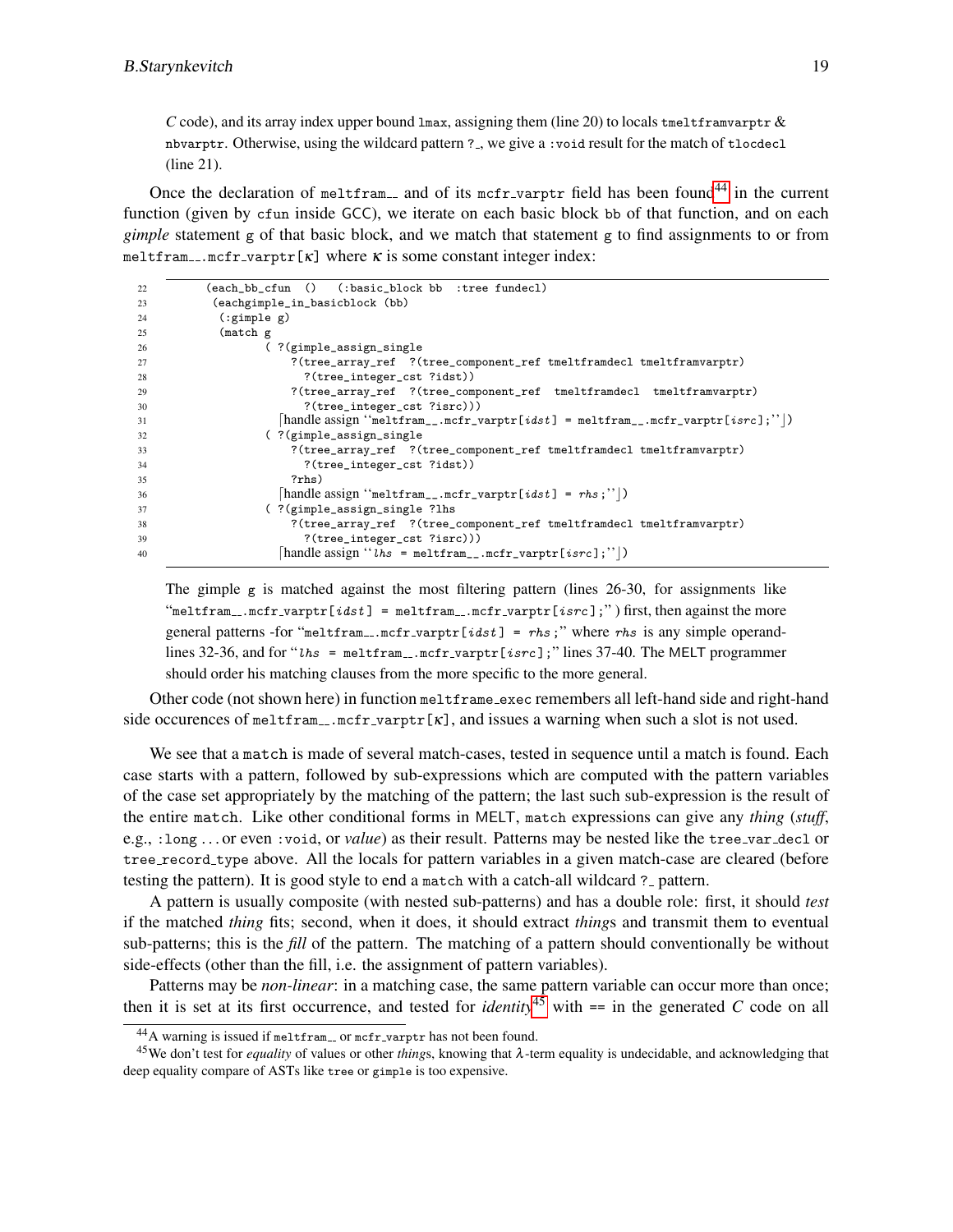*C* code), and its array index upper bound `lmax`, assigning them (line 20) to locals `tmeltframvarptr` & `nbvarptr`. Otherwise, using the wildcard pattern `?_`, we give a `:void` result for the match of `tlocdecl` (line 21).

Once the declaration of `meltfram__` and of its `mcfr_varptr` field has been found[44] in the current function (given by `cfun` inside GCC), we iterate on each basic block `bb` of that function, and on each *gimple* statement `g` of that basic block, and we match that statement `g` to find assignments to or from `meltfram__.mcfr_varptr[`$\kappa$`]` where $\kappa$ is some constant integer index:

```
22        (each_bb_cfun  ()   (:basic_block bb  :tree fundecl)
23         (eachgimple_in_basicblock (bb)
24          (:gimple g)
25          (match g
26                 ( ?(gimple_assign_single
27                     ?(tree_array_ref  ?(tree_component_ref tmeltframdecl tmeltframvarptr)
28                       ?(tree_integer_cst ?idst))
29                     ?(tree_array_ref  ?(tree_component_ref  tmeltframdecl  tmeltframvarptr)
30                       ?(tree_integer_cst ?isrc)))
31                   ⌈handle assign ‘‘meltfram__.mcfr_varptr[idst] = meltfram__.mcfr_varptr[isrc];’’⌋)
32                 ( ?(gimple_assign_single
33                     ?(tree_array_ref  ?(tree_component_ref tmeltframdecl tmeltframvarptr)
34                       ?(tree_integer_cst ?idst))
35                     ?rhs)
36                   ⌈handle assign ‘‘meltfram__.mcfr_varptr[idst] = rhs;’’⌋)
37                 ( ?(gimple_assign_single ?lhs
38                     ?(tree_array_ref  ?(tree_component_ref tmeltframdecl tmeltframvarptr)
39                       ?(tree_integer_cst ?isrc)))
40                   ⌈handle assign ‘‘lhs = meltfram__.mcfr_varptr[isrc];’’⌋)
```

The gimple `g` is matched against the most filtering pattern (lines 26-30, for assignments like "`meltfram__.mcfr_varptr[idst] = meltfram__.mcfr_varptr[isrc];`") first, then against the more general patterns -for "`meltfram__.mcfr_varptr[idst] = rhs;`" where *rhs* is any simple operand- lines 32-36, and for "`lhs = meltfram__.mcfr_varptr[isrc];`" lines 37-40. The MELT programmer should order his matching clauses from the more specific to the more general.

Other code (not shown here) in function `meltframe_exec` remembers all left-hand side and right-hand side occurences of `meltfram__.mcfr_varptr[`$\kappa$`]`, and issues a warning when such a slot is not used.

We see that a `match` is made of several match-cases, tested in sequence until a match is found. Each case starts with a pattern, followed by sub-expressions which are computed with the pattern variables of the case set appropriately by the matching of the pattern; the last such sub-expression is the result of the entire `match`. Like other conditional forms in MELT, `match` expressions can give any *thing* (*stuff*, e.g., `:long` ... or even `:void`, or *value*) as their result. Patterns may be nested like the `tree_var_decl` or `tree_record_type` above. All the locals for pattern variables in a given match-case are cleared (before testing the pattern). It is good style to end a `match` with a catch-all wildcard `?_` pattern.

A pattern is usually composite (with nested sub-patterns) and has a double role: first, it should *test* if the matched *thing* fits; second, when it does, it should extract *thing*s and transmit them to eventual sub-patterns; this is the *fill* of the pattern. The matching of a pattern should conventionally be without side-effects (other than the fill, i.e. the assignment of pattern variables).

Patterns may be *non-linear*: in a matching case, the same pattern variable can occur more than once; then it is set at its first occurrence, and tested for *identity*[45] with `==` in the generated *C* code on all

[44] A warning is issued if `meltfram__` or `mcfr_varptr` has not been found.

[45] We don't test for *equality* of values or other *thing*s, knowing that $\lambda$-term equality is undecidable, and acknowledging that deep equality compare of ASTs like `tree` or `gimple` is too expensive.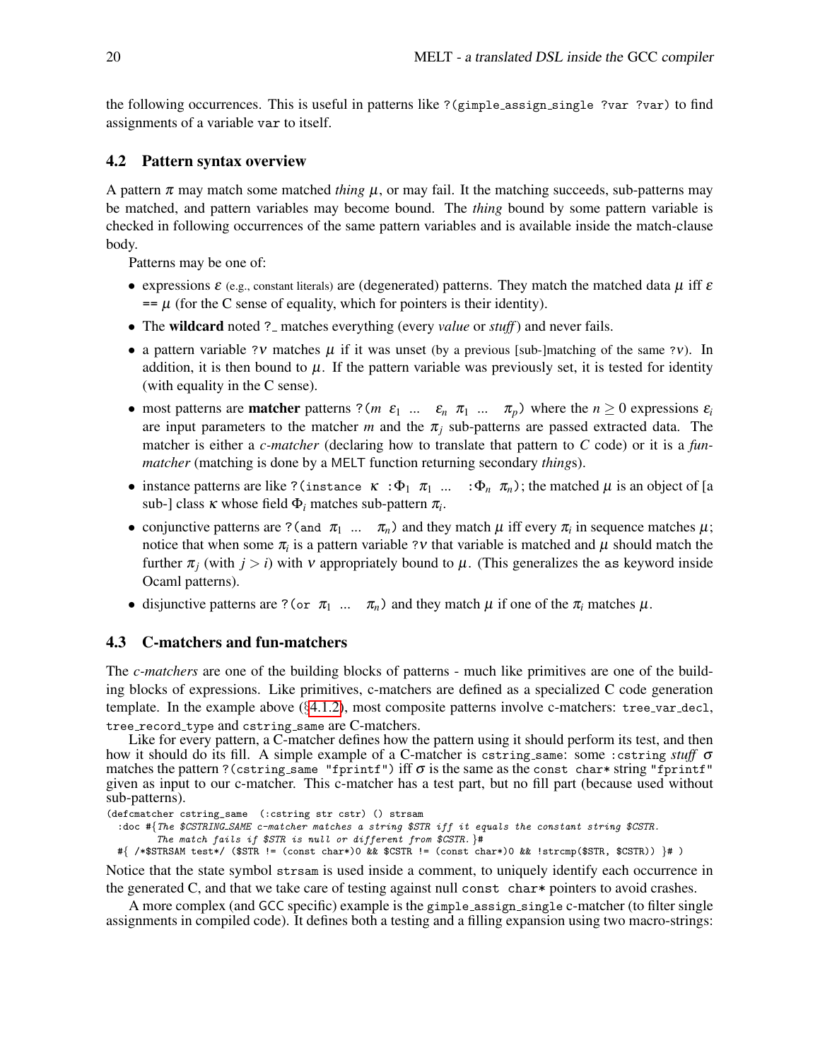the following occurrences. This is useful in patterns like `?(gimple_assign_single ?var ?var)` to find assignments of a variable `var` to itself.

### 4.2 Pattern syntax overview

A pattern $\pi$ may match some matched *thing* $\mu$, or may fail. It the matching succeeds, sub-patterns may be matched, and pattern variables may become bound. The *thing* bound by some pattern variable is checked in following occurrences of the same pattern variables and is available inside the match-clause body.

Patterns may be one of:

- expressions $\varepsilon$ (e.g., constant literals) are (degenerated) patterns. They match the matched data $\mu$ iff $\varepsilon$ `==` $\mu$ (for the C sense of equality, which for pointers is their identity).
- The **wildcard** noted `?_` matches everything (every *value* or *stuff*) and never fails.
- a pattern variable `?`$\nu$ matches $\mu$ if it was unset (by a previous [sub-]matching of the same `?`$\nu$). In addition, it is then bound to $\mu$. If the pattern variable was previously set, it is tested for identity (with equality in the C sense).
- most patterns are **matcher** patterns `?(`$m\ \varepsilon_1\ ...\ \varepsilon_n\ \pi_1\ ...\ \pi_p$`)` where the $n \geq 0$ expressions $\varepsilon_i$ are input parameters to the matcher $m$ and the $\pi_j$ sub-patterns are passed extracted data. The matcher is either a *c-matcher* (declaring how to translate that pattern to *C* code) or it is a *fun-matcher* (matching is done by a MELT function returning secondary *thing*s).
- instance patterns are like `?(instance` $\kappa$ `:`$\Phi_1\ \pi_1\ ...\ $`:`$\Phi_n\ \pi_n$`)`; the matched $\mu$ is an object of [a sub-] class $\kappa$ whose field $\Phi_i$ matches sub-pattern $\pi_i$.
- conjunctive patterns are `?(and` $\pi_1\ ...\ \pi_n$`)` and they match $\mu$ iff every $\pi_i$ in sequence matches $\mu$; notice that when some $\pi_i$ is a pattern variable `?`$\nu$ that variable is matched and $\mu$ should match the further $\pi_j$ (with $j > i$) with $\nu$ appropriately bound to $\mu$. (This generalizes the `as` keyword inside Ocaml patterns).
- disjunctive patterns are `?(or` $\pi_1\ ...\ \pi_n$`)` and they match $\mu$ if one of the $\pi_i$ matches $\mu$.

### 4.3 C-matchers and fun-matchers

The *c-matchers* are one of the building blocks of patterns - much like primitives are one of the building blocks of expressions. Like primitives, c-matchers are defined as a specialized C code generation template. In the example above (§4.1.2), most composite patterns involve c-matchers: `tree_var_decl`, `tree_record_type` and `cstring_same` are C-matchers.

Like for every pattern, a C-matcher defines how the pattern using it should perform its test, and then how it should do its fill. A simple example of a C-matcher is `cstring_same`: some `:cstring` *stuff* $\sigma$ matches the pattern `?(cstring_same "fprintf")` iff $\sigma$ is the same as the `const char*` string `"fprintf"` given as input to our c-matcher. This c-matcher has a test part, but no fill part (because used without sub-patterns).

```
(defcmatcher cstring_same  (:cstring str cstr) () strsam
  :doc #{The $CSTRING_SAME c-matcher matches a string $STR iff it equals the constant string $CSTR.
        The match fails if $STR is null or different from $CSTR.}#
  #{ /*$STRSAM test*/ ($STR != (const char*)0 && $CSTR != (const char*)0 && !strcmp($STR, $CSTR)) }# )
```

Notice that the state symbol `strsam` is used inside a comment, to uniquely identify each occurrence in the generated C, and that we take care of testing against null `const char*` pointers to avoid crashes.

A more complex (and GCC specific) example is the `gimple_assign_single` c-matcher (to filter single assignments in compiled code). It defines both a testing and a filling expansion using two macro-strings: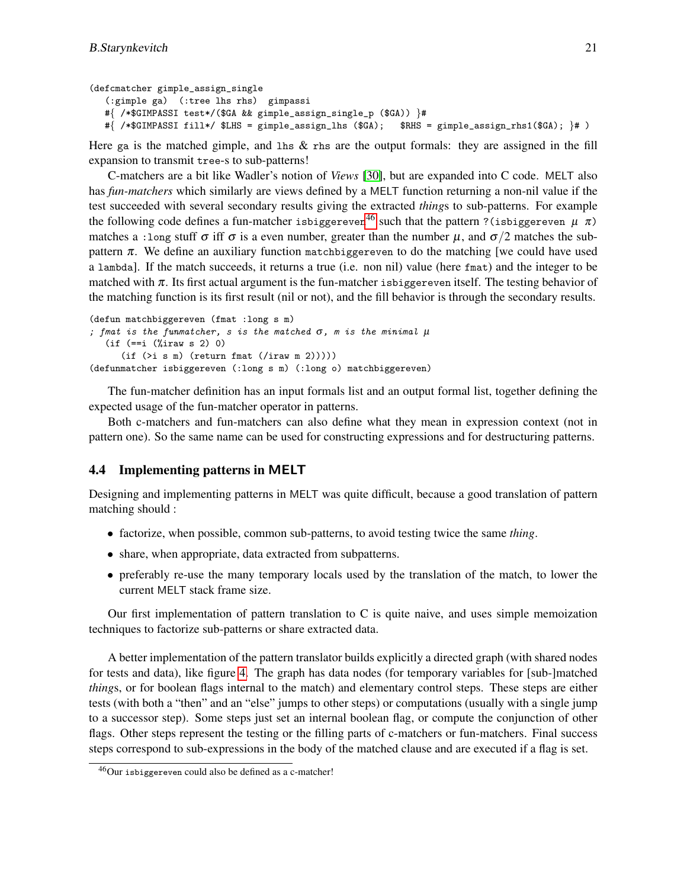```
(defcmatcher gimple_assign_single
   (:gimple ga)  (:tree lhs rhs)  gimpassi
   #{ /*$GIMPASSI test*/($GA && gimple_assign_single_p ($GA)) }#
   #{ /*$GIMPASSI fill*/ $LHS = gimple_assign_lhs ($GA);   $RHS = gimple_assign_rhs1($GA); }# )
```

Here `ga` is the matched gimple, and `lhs` & `rhs` are the output formals: they are assigned in the fill expansion to transmit `tree`-s to sub-patterns!

C-matchers are a bit like Wadler's notion of *Views* [30], but are expanded into C code. MELT also has *fun-matchers* which similarly are views defined by a MELT function returning a non-nil value if the test succeeded with several secondary results giving the extracted *thing*s to sub-patterns. For example the following code defines a fun-matcher `isbiggereven`[46] such that the pattern `?(isbiggereven` $\mu$ $\pi$`)` matches a `:long` stuff $\sigma$ iff $\sigma$ is a even number, greater than the number $\mu$, and $\sigma/2$ matches the sub-pattern $\pi$. We define an auxiliary function `matchbiggereven` to do the matching [we could have used a `lambda`]. If the match succeeds, it returns a true (i.e. non nil) value (here `fmat`) and the integer to be matched with $\pi$. Its first actual argument is the fun-matcher `isbiggereven` itself. The testing behavior of the matching function is its first result (nil or not), and the fill behavior is through the secondary results.

```
(defun matchbiggereven (fmat :long s m)
; fmat is the funmatcher, s is the matched σ, m is the minimal μ
   (if (==i (%iraw s 2) 0)
      (if (>i s m) (return fmat (/iraw m 2)))))
(defunmatcher isbiggereven (:long s m) (:long o) matchbiggereven)
```

The fun-matcher definition has an input formals list and an output formal list, together defining the expected usage of the fun-matcher operator in patterns.

Both c-matchers and fun-matchers can also define what they mean in expression context (not in pattern one). So the same name can be used for constructing expressions and for destructuring patterns.

### 4.4 Implementing patterns in MELT

Designing and implementing patterns in MELT was quite difficult, because a good translation of pattern matching should :

- factorize, when possible, common sub-patterns, to avoid testing twice the same *thing*.
- share, when appropriate, data extracted from subpatterns.
- preferably re-use the many temporary locals used by the translation of the match, to lower the current MELT stack frame size.

Our first implementation of pattern translation to C is quite naive, and uses simple memoization techniques to factorize sub-patterns or share extracted data.

A better implementation of the pattern translator builds explicitly a directed graph (with shared nodes for tests and data), like figure 4. The graph has data nodes (for temporary variables for [sub-]matched *thing*s, or for boolean flags internal to the match) and elementary control steps. These steps are either tests (with both a "then" and an "else" jumps to other steps) or computations (usually with a single jump to a successor step). Some steps just set an internal boolean flag, or compute the conjunction of other flags. Other steps represent the testing or the filling parts of c-matchers or fun-matchers. Final success steps correspond to sub-expressions in the body of the matched clause and are executed if a flag is set.

[46] Our `isbiggereven` could also be defined as a c-matcher!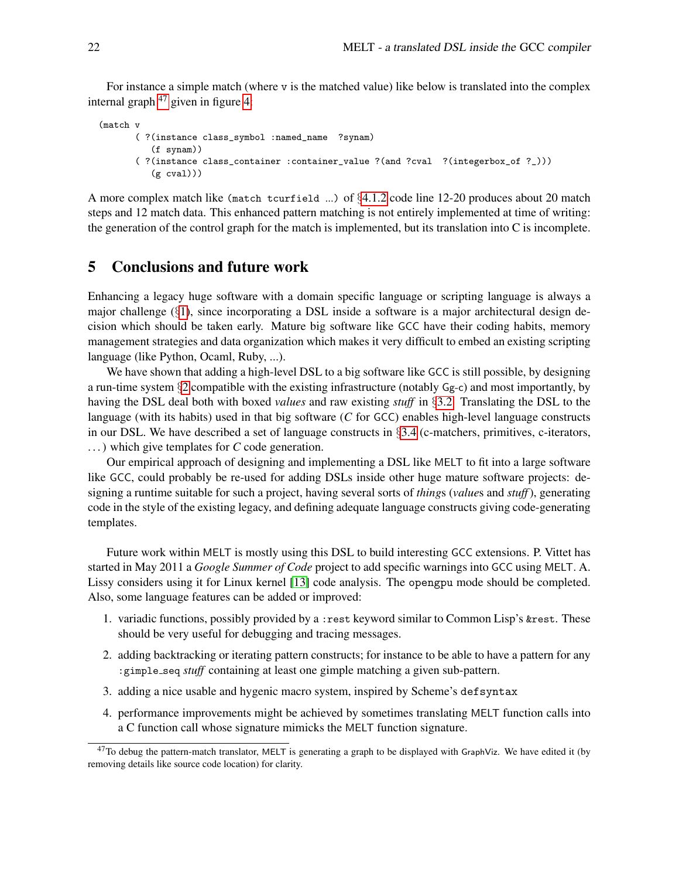For instance a simple match (where v is the matched value) like below is translated into the complex internal graph [47] given in figure 4.

```
(match v
       ( ?(instance class_symbol :named_name  ?synam)
          (f synam))
       ( ?(instance class_container :container_value ?(and ?cval  ?(integerbox_of ?_)))
          (g cval)))
```

A more complex match like (match tcurfield ...) of §4.1.2 code line 12-20 produces about 20 match steps and 12 match data. This enhanced pattern matching is not entirely implemented at time of writing: the generation of the control graph for the match is implemented, but its translation into C is incomplete.

# 5 Conclusions and future work

Enhancing a legacy huge software with a domain specific language or scripting language is always a major challenge (§1), since incorporating a DSL inside a software is a major architectural design decision which should be taken early. Mature big software like GCC have their coding habits, memory management strategies and data organization which makes it very difficult to embed an existing scripting language (like Python, Ocaml, Ruby, ...).

We have shown that adding a high-level DSL to a big software like GCC is still possible, by designing a run-time system §2 compatible with the existing infrastructure (notably Gg-c) and most importantly, by having the DSL deal both with boxed *values* and raw existing *stuff* in §3.2. Translating the DSL to the language (with its habits) used in that big software (*C* for GCC) enables high-level language constructs in our DSL. We have described a set of language constructs in §3.4 (c-matchers, primitives, c-iterators, ...) which give templates for *C* code generation.

Our empirical approach of designing and implementing a DSL like MELT to fit into a large software like GCC, could probably be re-used for adding DSLs inside other huge mature software projects: designing a runtime suitable for such a project, having several sorts of *thing*s (*value*s and *stuff*), generating code in the style of the existing legacy, and defining adequate language constructs giving code-generating templates.

Future work within MELT is mostly using this DSL to build interesting GCC extensions. P. Vittet has started in May 2011 a *Google Summer of Code* project to add specific warnings into GCC using MELT. A. Lissy considers using it for Linux kernel [13] code analysis. The opengpu mode should be completed. Also, some language features can be added or improved:

1. variadic functions, possibly provided by a :rest keyword similar to Common Lisp's &rest. These should be very useful for debugging and tracing messages.
2. adding backtracking or iterating pattern constructs; for instance to be able to have a pattern for any :gimple_seq *stuff* containing at least one gimple matching a given sub-pattern.
3. adding a nice usable and hygenic macro system, inspired by Scheme's defsyntax
4. performance improvements might be achieved by sometimes translating MELT function calls into a C function call whose signature mimicks the MELT function signature.

[47] To debug the pattern-match translator, MELT is generating a graph to be displayed with GraphViz. We have edited it (by removing details like source code location) for clarity.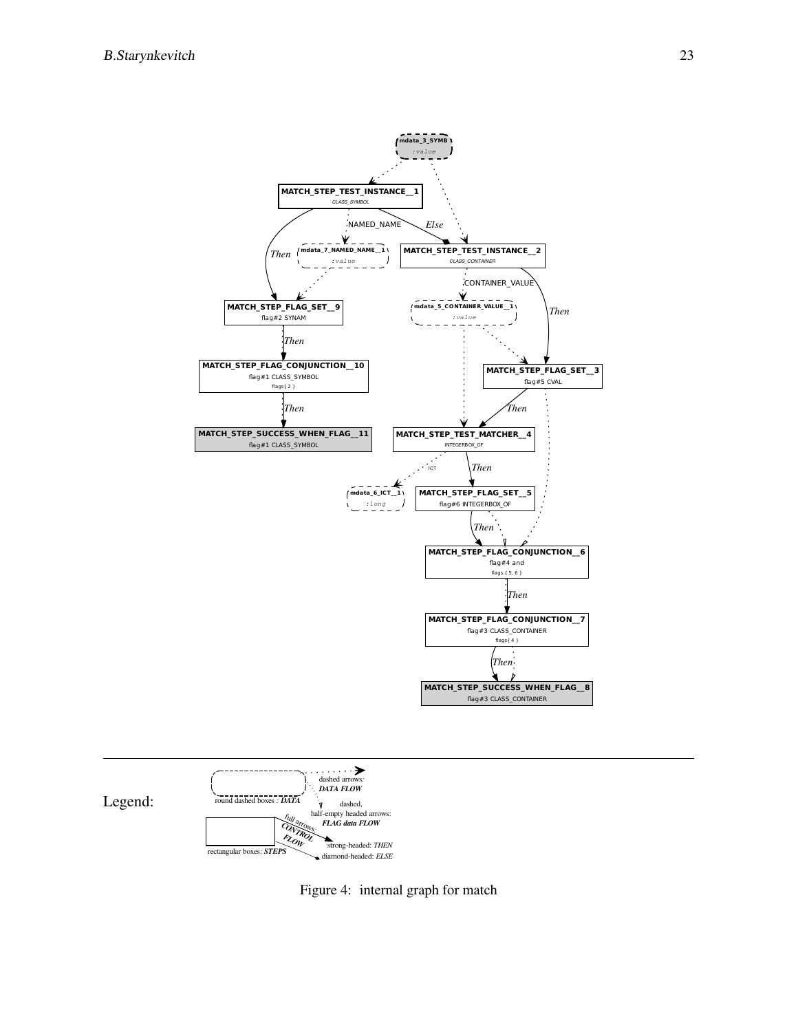Figure 4: internal graph for match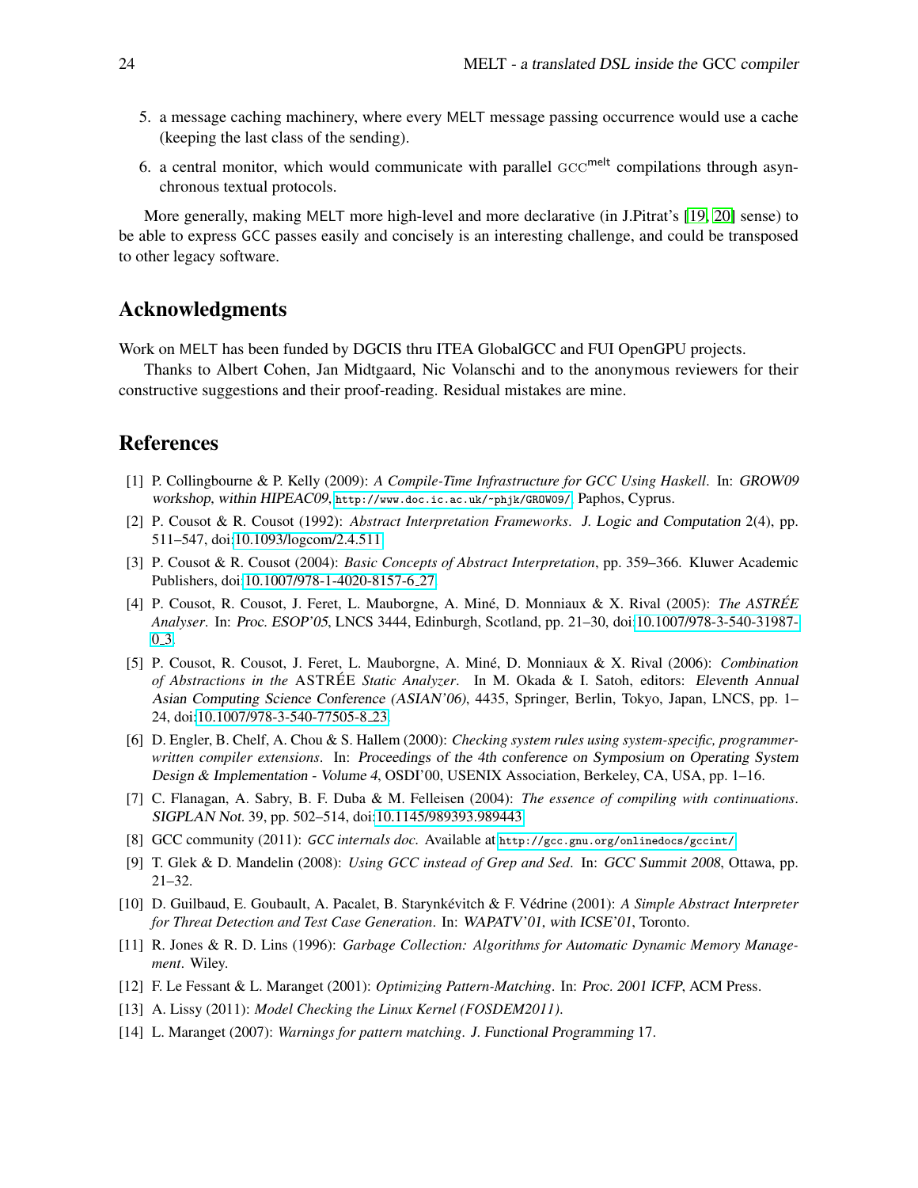5. a message caching machinery, where every MELT message passing occurrence would use a cache (keeping the last class of the sending).

6. a central monitor, which would communicate with parallel GCC[melt] compilations through asynchronous textual protocols.

More generally, making MELT more high-level and more declarative (in J.Pitrat's [19, 20] sense) to be able to express GCC passes easily and concisely is an interesting challenge, and could be transposed to other legacy software.

## Acknowledgments

Work on MELT has been funded by DGCIS thru ITEA GlobalGCC and FUI OpenGPU projects.

Thanks to Albert Cohen, Jan Midtgaard, Nic Volanschi and to the anonymous reviewers for their constructive suggestions and their proof-reading. Residual mistakes are mine.

## References

[1] P. Collingbourne & P. Kelly (2009): *A Compile-Time Infrastructure for GCC Using Haskell*. In: GROW09 workshop, within HIPEAC09, `http://www.doc.ic.ac.uk/~phjk/GROW09/`, Paphos, Cyprus.

[2] P. Cousot & R. Cousot (1992): *Abstract Interpretation Frameworks*. J. Logic and Computation 2(4), pp. 511–547, doi:10.1093/logcom/2.4.511.

[3] P. Cousot & R. Cousot (2004): *Basic Concepts of Abstract Interpretation*, pp. 359–366. Kluwer Academic Publishers, doi:10.1007/978-1-4020-8157-6_27.

[4] P. Cousot, R. Cousot, J. Feret, L. Mauborgne, A. Miné, D. Monniaux & X. Rival (2005): *The ASTRÉE Analyser*. In: Proc. ESOP'05, LNCS 3444, Edinburgh, Scotland, pp. 21–30, doi:10.1007/978-3-540-31987-0_3.

[5] P. Cousot, R. Cousot, J. Feret, L. Mauborgne, A. Miné, D. Monniaux & X. Rival (2006): *Combination of Abstractions in the* ASTRÉE *Static Analyzer*. In M. Okada & I. Satoh, editors: Eleventh Annual Asian Computing Science Conference (ASIAN'06), 4435, Springer, Berlin, Tokyo, Japan, LNCS, pp. 1–24, doi:10.1007/978-3-540-77505-8_23.

[6] D. Engler, B. Chelf, A. Chou & S. Hallem (2000): *Checking system rules using system-specific, programmer-written compiler extensions*. In: Proceedings of the 4th conference on Symposium on Operating System Design & Implementation - Volume 4, OSDI'00, USENIX Association, Berkeley, CA, USA, pp. 1–16.

[7] C. Flanagan, A. Sabry, B. F. Duba & M. Felleisen (2004): *The essence of compiling with continuations*. SIGPLAN Not. 39, pp. 502–514, doi:10.1145/989393.989443.

[8] GCC community (2011): *GCC internals doc.* Available at `http://gcc.gnu.org/onlinedocs/gccint/`.

[9] T. Glek & D. Mandelin (2008): *Using GCC instead of Grep and Sed*. In: GCC Summit 2008, Ottawa, pp. 21–32.

[10] D. Guilbaud, E. Goubault, A. Pacalet, B. Starynkévitch & F. Védrine (2001): *A Simple Abstract Interpreter for Threat Detection and Test Case Generation*. In: WAPATV'01, with ICSE'01, Toronto.

[11] R. Jones & R. D. Lins (1996): *Garbage Collection: Algorithms for Automatic Dynamic Memory Management*. Wiley.

[12] F. Le Fessant & L. Maranget (2001): *Optimizing Pattern-Matching*. In: Proc. 2001 ICFP, ACM Press.

[13] A. Lissy (2011): *Model Checking the Linux Kernel (FOSDEM2011)*.

[14] L. Maranget (2007): *Warnings for pattern matching*. J. Functional Programming 17.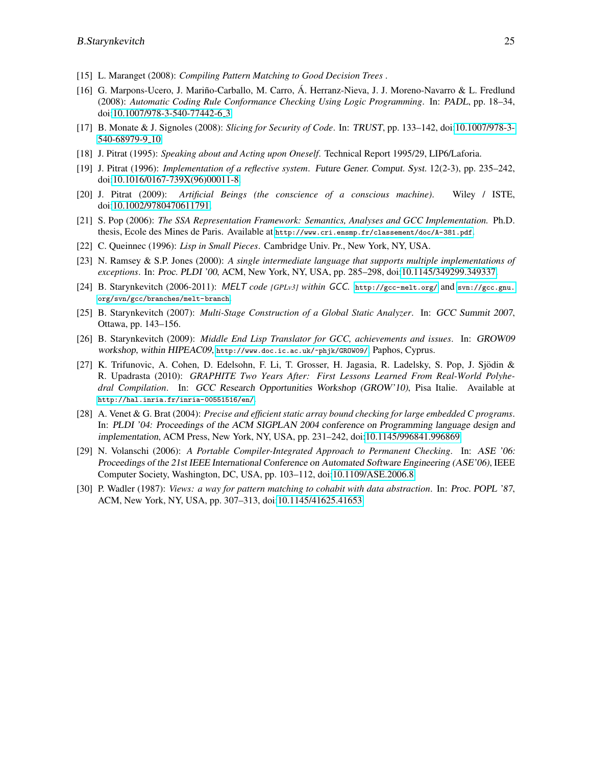[15] L. Maranget (2008): *Compiling Pattern Matching to Good Decision Trees* .

[16] G. Marpons-Ucero, J. Mariño-Carballo, M. Carro, Á. Herranz-Nieva, J. J. Moreno-Navarro & L. Fredlund (2008): *Automatic Coding Rule Conformance Checking Using Logic Programming*. In: *PADL*, pp. 18–34, doi:10.1007/978-3-540-77442-6_3.

[17] B. Monate & J. Signoles (2008): *Slicing for Security of Code*. In: *TRUST*, pp. 133–142, doi:10.1007/978-3-540-68979-9_10.

[18] J. Pitrat (1995): *Speaking about and Acting upon Oneself*. Technical Report 1995/29, LIP6/Laforia.

[19] J. Pitrat (1996): *Implementation of a reflective system*. *Future Gener. Comput. Syst.* 12(2-3), pp. 235–242, doi:10.1016/0167-739X(96)00011-8.

[20] J. Pitrat (2009): *Artificial Beings (the conscience of a conscious machine)*. Wiley / ISTE, doi:10.1002/9780470611791.

[21] S. Pop (2006): *The SSA Representation Framework: Semantics, Analyses and GCC Implementation*. Ph.D. thesis, Ecole des Mines de Paris. Available at `http://www.cri.ensmp.fr/classement/doc/A-381.pdf`.

[22] C. Queinnec (1996): *Lisp in Small Pieces*. Cambridge Univ. Pr., New York, NY, USA.

[23] N. Ramsey & S.P. Jones (2000): *A single intermediate language that supports multiple implementations of exceptions*. In: *Proc. PLDI '00*, ACM, New York, NY, USA, pp. 285–298, doi:10.1145/349299.349337.

[24] B. Starynkevitch (2006-2011): *MELT code [GPLv3] within GCC*. `http://gcc-melt.org/` and `svn://gcc.gnu.org/svn/gcc/branches/melt-branch`.

[25] B. Starynkevitch (2007): *Multi-Stage Construction of a Global Static Analyzer*. In: *GCC Summit 2007*, Ottawa, pp. 143–156.

[26] B. Starynkevitch (2009): *Middle End Lisp Translator for GCC, achievements and issues*. In: *GROW09 workshop, within HIPEAC09*, `http://www.doc.ic.ac.uk/~phjk/GROW09/`, Paphos, Cyprus.

[27] K. Trifunovic, A. Cohen, D. Edelsohn, F. Li, T. Grosser, H. Jagasia, R. Ladelsky, S. Pop, J. Sjödin & R. Upadrasta (2010): *GRAPHITE Two Years After: First Lessons Learned From Real-World Polyhedral Compilation*. In: *GCC Research Opportunities Workshop (GROW'10)*, Pisa Italie. Available at `http://hal.inria.fr/inria-00551516/en/`.

[28] A. Venet & G. Brat (2004): *Precise and efficient static array bound checking for large embedded C programs*. In: *PLDI '04: Proceedings of the ACM SIGPLAN 2004 conference on Programming language design and implementation*, ACM Press, New York, NY, USA, pp. 231–242, doi:10.1145/996841.996869.

[29] N. Volanschi (2006): *A Portable Compiler-Integrated Approach to Permanent Checking*. In: *ASE '06: Proceedings of the 21st IEEE International Conference on Automated Software Engineering (ASE'06)*, IEEE Computer Society, Washington, DC, USA, pp. 103–112, doi:10.1109/ASE.2006.8.

[30] P. Wadler (1987): *Views: a way for pattern matching to cohabit with data abstraction*. In: *Proc. POPL '87*, ACM, New York, NY, USA, pp. 307–313, doi:10.1145/41625.41653.